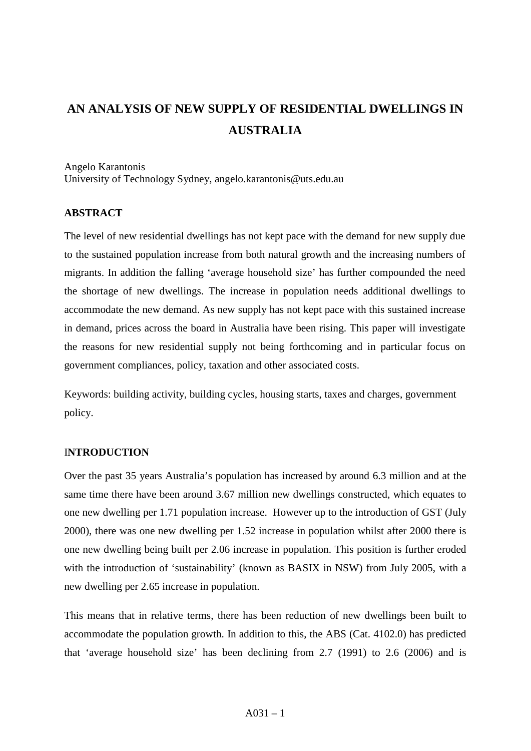# AN ANALYSIS OF NEW SUPPLY OF RESIDENTIAL DWELLINGS IN AUSTRALIA

Angelo Karantonis
University of Technology Sydney, angelo.karantonis@uts.edu.au

## ABSTRACT

The level of new residential dwellings has not kept pace with the demand for new supply due to the sustained population increase from both natural growth and the increasing numbers of migrants. In addition the falling 'average household size' has further compounded the need the shortage of new dwellings. The increase in population needs additional dwellings to accommodate the new demand. As new supply has not kept pace with this sustained increase in demand, prices across the board in Australia have been rising. This paper will investigate the reasons for new residential supply not being forthcoming and in particular focus on government compliances, policy, taxation and other associated costs.

Keywords: building activity, building cycles, housing starts, taxes and charges, government policy.

## INTRODUCTION

Over the past 35 years Australia's population has increased by around 6.3 million and at the same time there have been around 3.67 million new dwellings constructed, which equates to one new dwelling per 1.71 population increase. However up to the introduction of GST (July 2000), there was one new dwelling per 1.52 increase in population whilst after 2000 there is one new dwelling being built per 2.06 increase in population. This position is further eroded with the introduction of 'sustainability' (known as BASIX in NSW) from July 2005, with a new dwelling per 2.65 increase in population.

This means that in relative terms, there has been reduction of new dwellings been built to accommodate the population growth. In addition to this, the ABS (Cat. 4102.0) has predicted that 'average household size' has been declining from 2.7 (1991) to 2.6 (2006) and is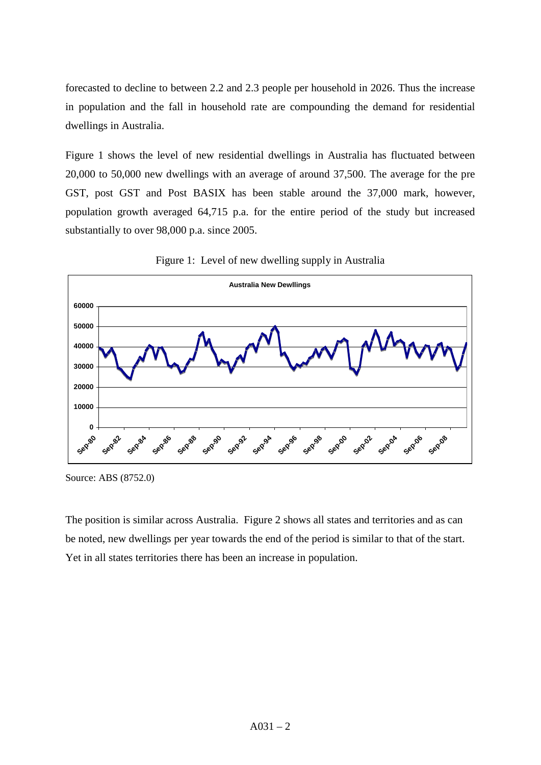forecasted to decline to between 2.2 and 2.3 people per household in 2026. Thus the increase in population and the fall in household rate are compounding the demand for residential dwellings in Australia.

Figure 1 shows the level of new residential dwellings in Australia has fluctuated between 20,000 to 50,000 new dwellings with an average of around 37,500. The average for the pre GST, post GST and Post BASIX has been stable around the 37,000 mark, however, population growth averaged 64,715 p.a. for the entire period of the study but increased substantially to over 98,000 p.a. since 2005.

Figure 1: Level of new dwelling supply in Australia

Source: ABS (8752.0)

The position is similar across Australia. Figure 2 shows all states and territories and as can be noted, new dwellings per year towards the end of the period is similar to that of the start. Yet in all states territories there has been an increase in population.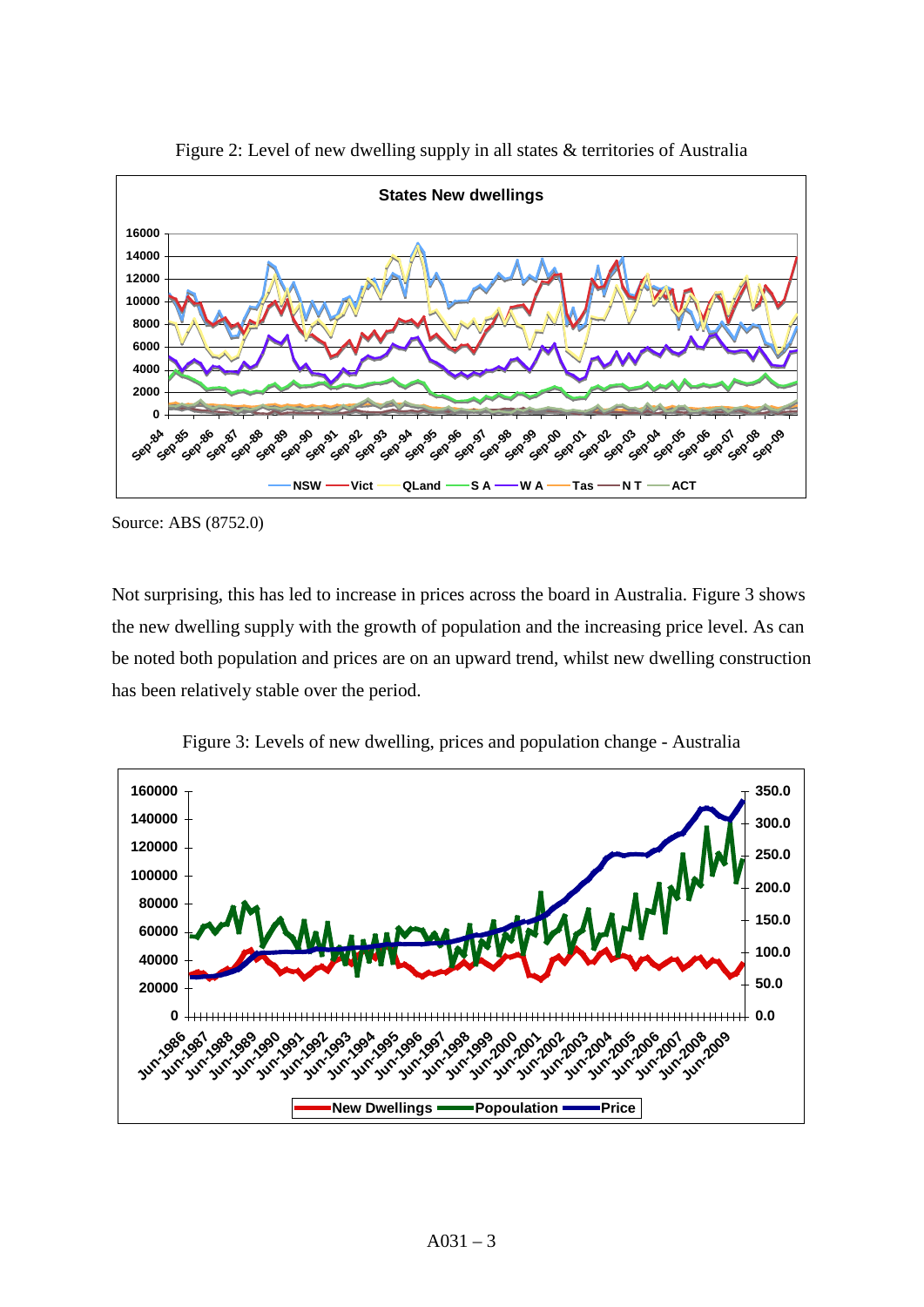Figure 2: Level of new dwelling supply in all states & territories of Australia

Source: ABS (8752.0)

Not surprising, this has led to increase in prices across the board in Australia. Figure 3 shows the new dwelling supply with the growth of population and the increasing price level. As can be noted both population and prices are on an upward trend, whilst new dwelling construction has been relatively stable over the period.

Figure 3: Levels of new dwelling, prices and population change - Australia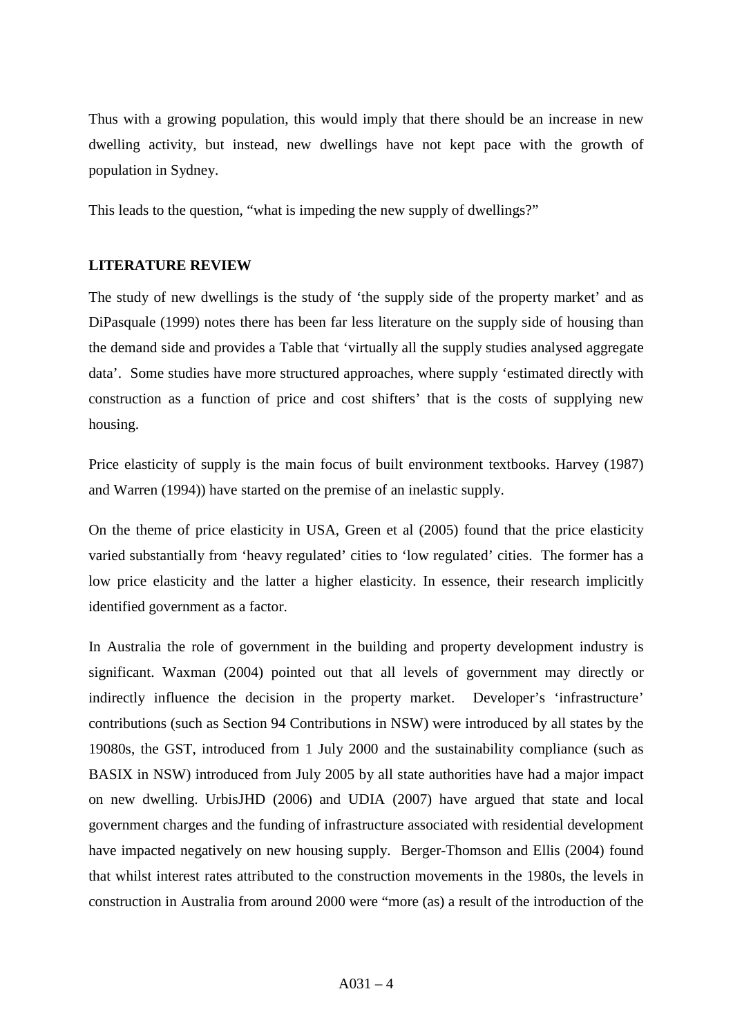Thus with a growing population, this would imply that there should be an increase in new dwelling activity, but instead, new dwellings have not kept pace with the growth of population in Sydney.

This leads to the question, "what is impeding the new supply of dwellings?"

## LITERATURE REVIEW

The study of new dwellings is the study of 'the supply side of the property market' and as DiPasquale (1999) notes there has been far less literature on the supply side of housing than the demand side and provides a Table that 'virtually all the supply studies analysed aggregate data'. Some studies have more structured approaches, where supply 'estimated directly with construction as a function of price and cost shifters' that is the costs of supplying new housing.

Price elasticity of supply is the main focus of built environment textbooks. Harvey (1987) and Warren (1994)) have started on the premise of an inelastic supply.

On the theme of price elasticity in USA, Green et al (2005) found that the price elasticity varied substantially from 'heavy regulated' cities to 'low regulated' cities. The former has a low price elasticity and the latter a higher elasticity. In essence, their research implicitly identified government as a factor.

In Australia the role of government in the building and property development industry is significant. Waxman (2004) pointed out that all levels of government may directly or indirectly influence the decision in the property market. Developer's 'infrastructure' contributions (such as Section 94 Contributions in NSW) were introduced by all states by the 19080s, the GST, introduced from 1 July 2000 and the sustainability compliance (such as BASIX in NSW) introduced from July 2005 by all state authorities have had a major impact on new dwelling. UrbisJHD (2006) and UDIA (2007) have argued that state and local government charges and the funding of infrastructure associated with residential development have impacted negatively on new housing supply. Berger-Thomson and Ellis (2004) found that whilst interest rates attributed to the construction movements in the 1980s, the levels in construction in Australia from around 2000 were "more (as) a result of the introduction of the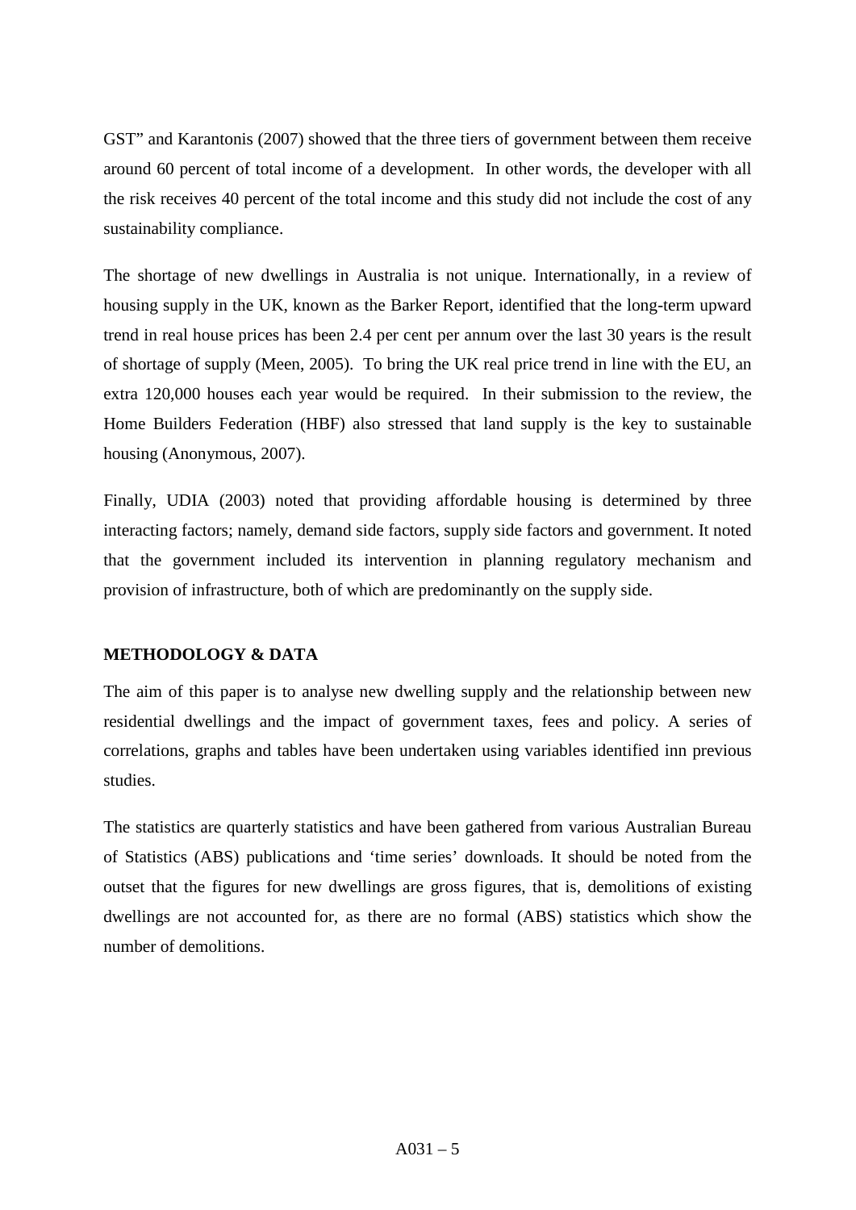GST" and Karantonis (2007) showed that the three tiers of government between them receive around 60 percent of total income of a development. In other words, the developer with all the risk receives 40 percent of the total income and this study did not include the cost of any sustainability compliance.

The shortage of new dwellings in Australia is not unique. Internationally, in a review of housing supply in the UK, known as the Barker Report, identified that the long-term upward trend in real house prices has been 2.4 per cent per annum over the last 30 years is the result of shortage of supply (Meen, 2005). To bring the UK real price trend in line with the EU, an extra 120,000 houses each year would be required. In their submission to the review, the Home Builders Federation (HBF) also stressed that land supply is the key to sustainable housing (Anonymous, 2007).

Finally, UDIA (2003) noted that providing affordable housing is determined by three interacting factors; namely, demand side factors, supply side factors and government. It noted that the government included its intervention in planning regulatory mechanism and provision of infrastructure, both of which are predominantly on the supply side.

## METHODOLOGY & DATA

The aim of this paper is to analyse new dwelling supply and the relationship between new residential dwellings and the impact of government taxes, fees and policy. A series of correlations, graphs and tables have been undertaken using variables identified inn previous studies.

The statistics are quarterly statistics and have been gathered from various Australian Bureau of Statistics (ABS) publications and 'time series' downloads. It should be noted from the outset that the figures for new dwellings are gross figures, that is, demolitions of existing dwellings are not accounted for, as there are no formal (ABS) statistics which show the number of demolitions.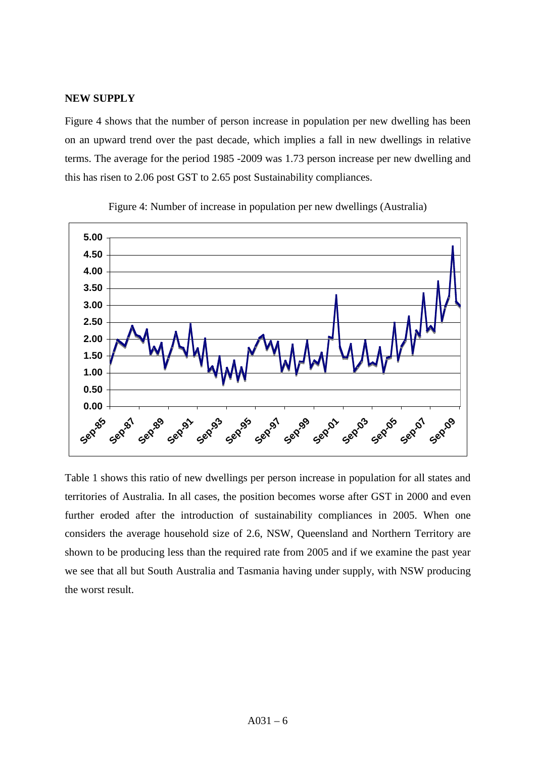**NEW SUPPLY**

Figure 4 shows that the number of person increase in population per new dwelling has been on an upward trend over the past decade, which implies a fall in new dwellings in relative terms. The average for the period 1985 -2009 was 1.73 person increase per new dwelling and this has risen to 2.06 post GST to 2.65 post Sustainability compliances.

Figure 4: Number of increase in population per new dwellings (Australia)

Table 1 shows this ratio of new dwellings per person increase in population for all states and territories of Australia. In all cases, the position becomes worse after GST in 2000 and even further eroded after the introduction of sustainability compliances in 2005. When one considers the average household size of 2.6, NSW, Queensland and Northern Territory are shown to be producing less than the required rate from 2005 and if we examine the past year we see that all but South Australia and Tasmania having under supply, with NSW producing the worst result.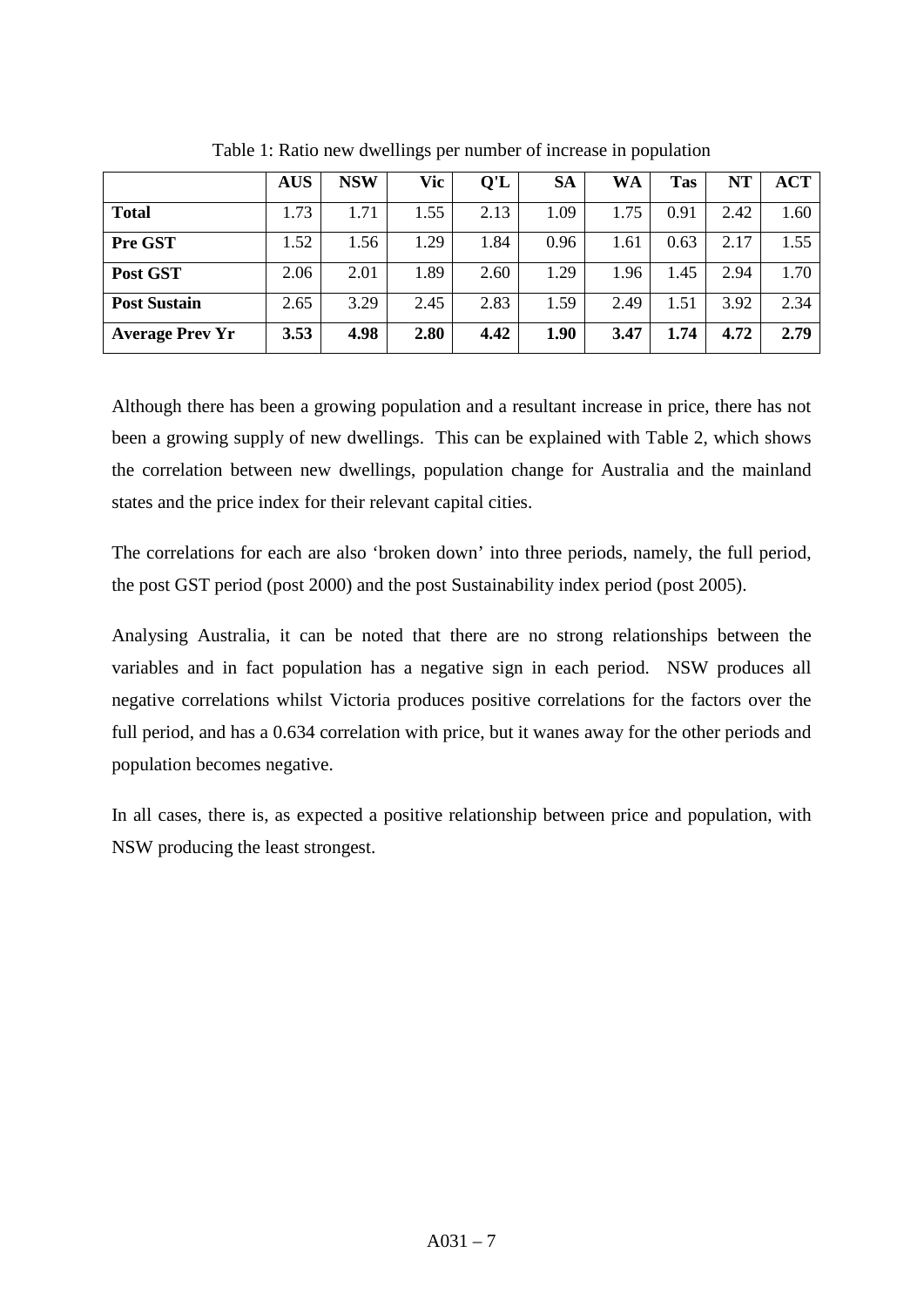Table 1: Ratio new dwellings per number of increase in population

| | AUS | NSW | Vic | Q'L | SA | WA | Tas | NT | ACT |
|---|---|---|---|---|---|---|---|---|---|
| **Total** | 1.73 | 1.71 | 1.55 | 2.13 | 1.09 | 1.75 | 0.91 | 2.42 | 1.60 |
| **Pre GST** | 1.52 | 1.56 | 1.29 | 1.84 | 0.96 | 1.61 | 0.63 | 2.17 | 1.55 |
| **Post GST** | 2.06 | 2.01 | 1.89 | 2.60 | 1.29 | 1.96 | 1.45 | 2.94 | 1.70 |
| **Post Sustain** | 2.65 | 3.29 | 2.45 | 2.83 | 1.59 | 2.49 | 1.51 | 3.92 | 2.34 |
| **Average Prev Yr** | **3.53** | **4.98** | **2.80** | **4.42** | **1.90** | **3.47** | **1.74** | **4.72** | **2.79** |

Although there has been a growing population and a resultant increase in price, there has not been a growing supply of new dwellings. This can be explained with Table 2, which shows the correlation between new dwellings, population change for Australia and the mainland states and the price index for their relevant capital cities.

The correlations for each are also 'broken down' into three periods, namely, the full period, the post GST period (post 2000) and the post Sustainability index period (post 2005).

Analysing Australia, it can be noted that there are no strong relationships between the variables and in fact population has a negative sign in each period. NSW produces all negative correlations whilst Victoria produces positive correlations for the factors over the full period, and has a 0.634 correlation with price, but it wanes away for the other periods and population becomes negative.

In all cases, there is, as expected a positive relationship between price and population, with NSW producing the least strongest.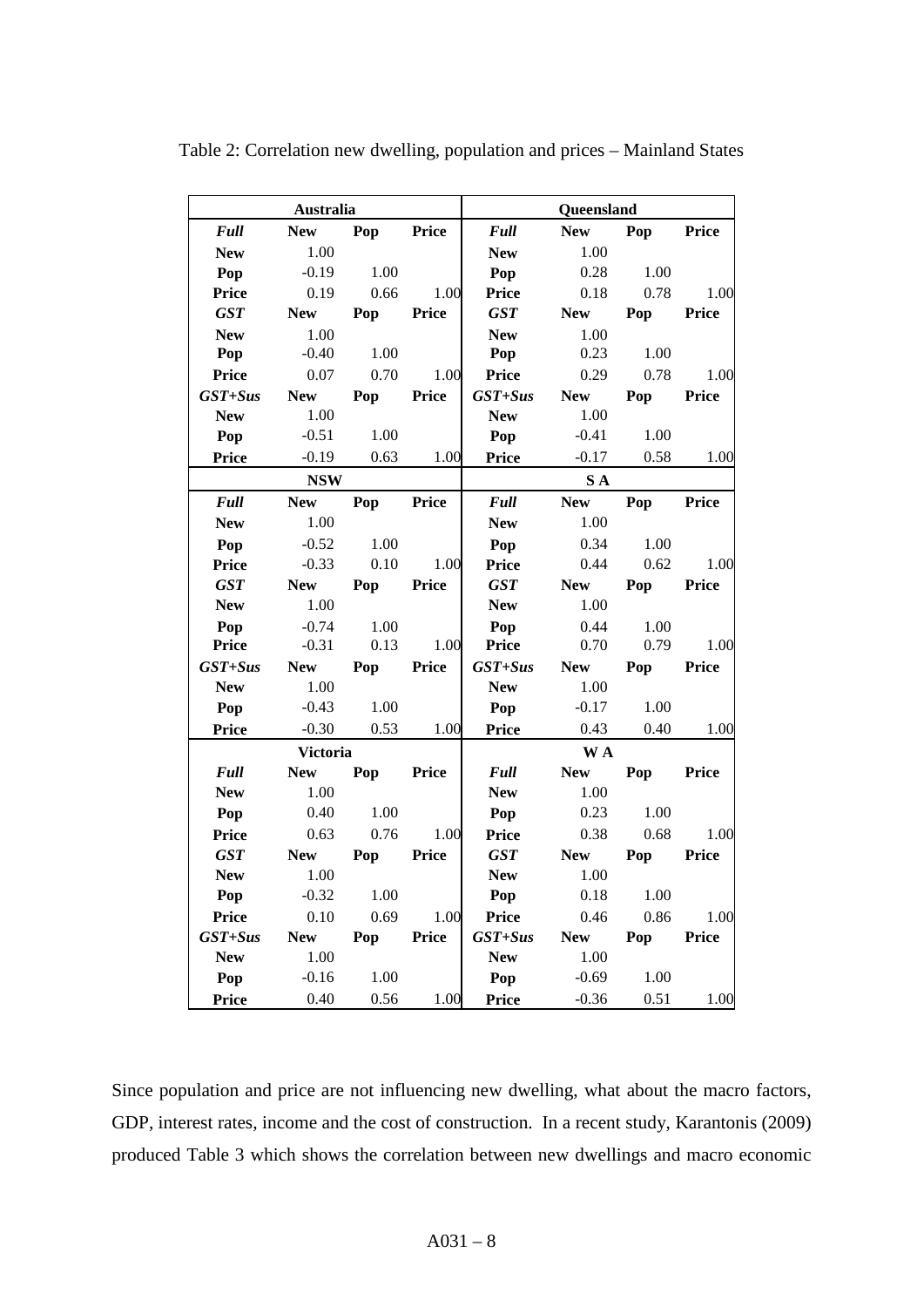Table 2: Correlation new dwelling, population and prices – Mainland States

| **Australia** | | | | **Queensland** | | | |
|---|---|---|---|---|---|---|---|
| ***Full*** | **New** | **Pop** | **Price** | ***Full*** | **New** | **Pop** | **Price** |
| **New** | 1.00 | | | **New** | 1.00 | | |
| **Pop** | -0.19 | 1.00 | | **Pop** | 0.28 | 1.00 | |
| **Price** | 0.19 | 0.66 | 1.00 | **Price** | 0.18 | 0.78 | 1.00 |
| ***GST*** | **New** | **Pop** | **Price** | ***GST*** | **New** | **Pop** | **Price** |
| **New** | 1.00 | | | **New** | 1.00 | | |
| **Pop** | -0.40 | 1.00 | | **Pop** | 0.23 | 1.00 | |
| **Price** | 0.07 | 0.70 | 1.00 | **Price** | 0.29 | 0.78 | 1.00 |
| ***GST+Sus*** | **New** | **Pop** | **Price** | ***GST+Sus*** | **New** | **Pop** | **Price** |
| **New** | 1.00 | | | **New** | 1.00 | | |
| **Pop** | -0.51 | 1.00 | | **Pop** | -0.41 | 1.00 | |
| **Price** | -0.19 | 0.63 | 1.00 | **Price** | -0.17 | 0.58 | 1.00 |
| **NSW** | | | | **S A** | | | |
| ***Full*** | **New** | **Pop** | **Price** | ***Full*** | **New** | **Pop** | **Price** |
| **New** | 1.00 | | | **New** | 1.00 | | |
| **Pop** | -0.52 | 1.00 | | **Pop** | 0.34 | 1.00 | |
| **Price** | -0.33 | 0.10 | 1.00 | **Price** | 0.44 | 0.62 | 1.00 |
| ***GST*** | **New** | **Pop** | **Price** | ***GST*** | **New** | **Pop** | **Price** |
| **New** | 1.00 | | | **New** | 1.00 | | |
| **Pop** | -0.74 | 1.00 | | **Pop** | 0.44 | 1.00 | |
| **Price** | -0.31 | 0.13 | 1.00 | **Price** | 0.70 | 0.79 | 1.00 |
| ***GST+Sus*** | **New** | **Pop** | **Price** | ***GST+Sus*** | **New** | **Pop** | **Price** |
| **New** | 1.00 | | | **New** | 1.00 | | |
| **Pop** | -0.43 | 1.00 | | **Pop** | -0.17 | 1.00 | |
| **Price** | -0.30 | 0.53 | 1.00 | **Price** | 0.43 | 0.40 | 1.00 |
| **Victoria** | | | | **W A** | | | |
| ***Full*** | **New** | **Pop** | **Price** | ***Full*** | **New** | **Pop** | **Price** |
| **New** | 1.00 | | | **New** | 1.00 | | |
| **Pop** | 0.40 | 1.00 | | **Pop** | 0.23 | 1.00 | |
| **Price** | 0.63 | 0.76 | 1.00 | **Price** | 0.38 | 0.68 | 1.00 |
| ***GST*** | **New** | **Pop** | **Price** | ***GST*** | **New** | **Pop** | **Price** |
| **New** | 1.00 | | | **New** | 1.00 | | |
| **Pop** | -0.32 | 1.00 | | **Pop** | 0.18 | 1.00 | |
| **Price** | 0.10 | 0.69 | 1.00 | **Price** | 0.46 | 0.86 | 1.00 |
| ***GST+Sus*** | **New** | **Pop** | **Price** | ***GST+Sus*** | **New** | **Pop** | **Price** |
| **New** | 1.00 | | | **New** | 1.00 | | |
| **Pop** | -0.16 | 1.00 | | **Pop** | -0.69 | 1.00 | |
| **Price** | 0.40 | 0.56 | 1.00 | **Price** | -0.36 | 0.51 | 1.00 |

Since population and price are not influencing new dwelling, what about the macro factors, GDP, interest rates, income and the cost of construction. In a recent study, Karantonis (2009) produced Table 3 which shows the correlation between new dwellings and macro economic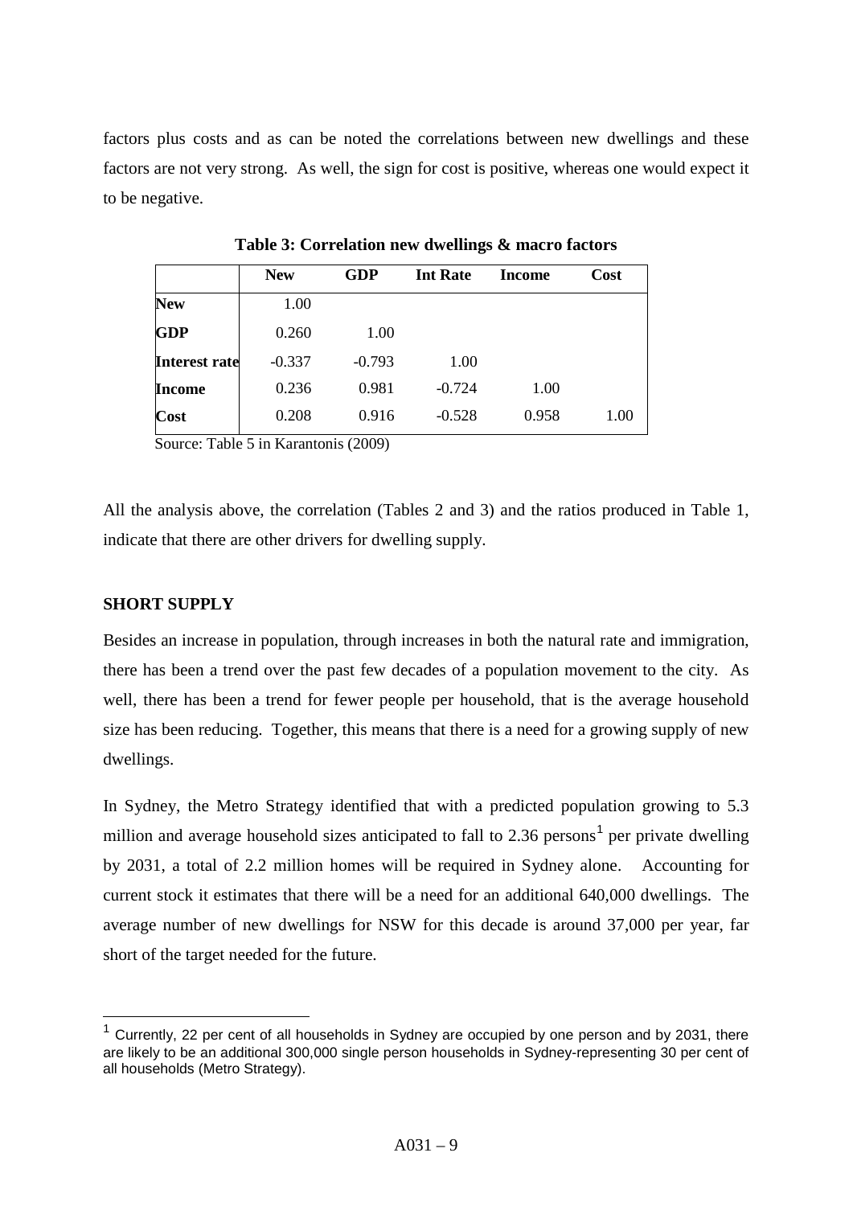factors plus costs and as can be noted the correlations between new dwellings and these factors are not very strong. As well, the sign for cost is positive, whereas one would expect it to be negative.

**Table 3: Correlation new dwellings & macro factors**

| | New | GDP | Int Rate | Income | Cost |
|---|---|---|---|---|---|
| **New** | 1.00 | | | | |
| **GDP** | 0.260 | 1.00 | | | |
| **Interest rate** | -0.337 | -0.793 | 1.00 | | |
| **Income** | 0.236 | 0.981 | -0.724 | 1.00 | |
| **Cost** | 0.208 | 0.916 | -0.528 | 0.958 | 1.00 |

Source: Table 5 in Karantonis (2009)

All the analysis above, the correlation (Tables 2 and 3) and the ratios produced in Table 1, indicate that there are other drivers for dwelling supply.

## SHORT SUPPLY

Besides an increase in population, through increases in both the natural rate and immigration, there has been a trend over the past few decades of a population movement to the city. As well, there has been a trend for fewer people per household, that is the average household size has been reducing. Together, this means that there is a need for a growing supply of new dwellings.

In Sydney, the Metro Strategy identified that with a predicted population growing to 5.3 million and average household sizes anticipated to fall to 2.36 persons[1] per private dwelling by 2031, a total of 2.2 million homes will be required in Sydney alone. Accounting for current stock it estimates that there will be a need for an additional 640,000 dwellings. The average number of new dwellings for NSW for this decade is around 37,000 per year, far short of the target needed for the future.

[1] Currently, 22 per cent of all households in Sydney are occupied by one person and by 2031, there are likely to be an additional 300,000 single person households in Sydney-representing 30 per cent of all households (Metro Strategy).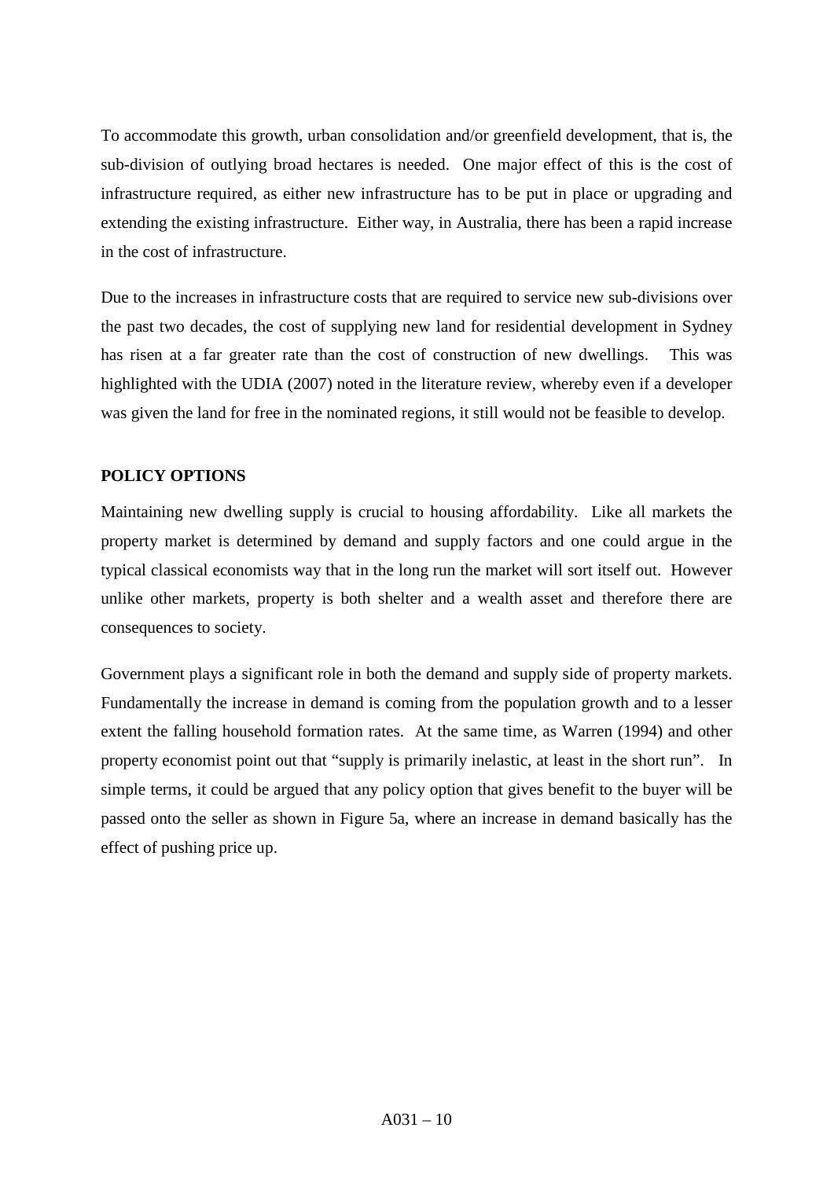To accommodate this growth, urban consolidation and/or greenfield development, that is, the sub-division of outlying broad hectares is needed. One major effect of this is the cost of infrastructure required, as either new infrastructure has to be put in place or upgrading and extending the existing infrastructure. Either way, in Australia, there has been a rapid increase in the cost of infrastructure.

Due to the increases in infrastructure costs that are required to service new sub-divisions over the past two decades, the cost of supplying new land for residential development in Sydney has risen at a far greater rate than the cost of construction of new dwellings. This was highlighted with the UDIA (2007) noted in the literature review, whereby even if a developer was given the land for free in the nominated regions, it still would not be feasible to develop.

## POLICY OPTIONS

Maintaining new dwelling supply is crucial to housing affordability. Like all markets the property market is determined by demand and supply factors and one could argue in the typical classical economists way that in the long run the market will sort itself out. However unlike other markets, property is both shelter and a wealth asset and therefore there are consequences to society.

Government plays a significant role in both the demand and supply side of property markets. Fundamentally the increase in demand is coming from the population growth and to a lesser extent the falling household formation rates. At the same time, as Warren (1994) and other property economist point out that "supply is primarily inelastic, at least in the short run". In simple terms, it could be argued that any policy option that gives benefit to the buyer will be passed onto the seller as shown in Figure 5a, where an increase in demand basically has the effect of pushing price up.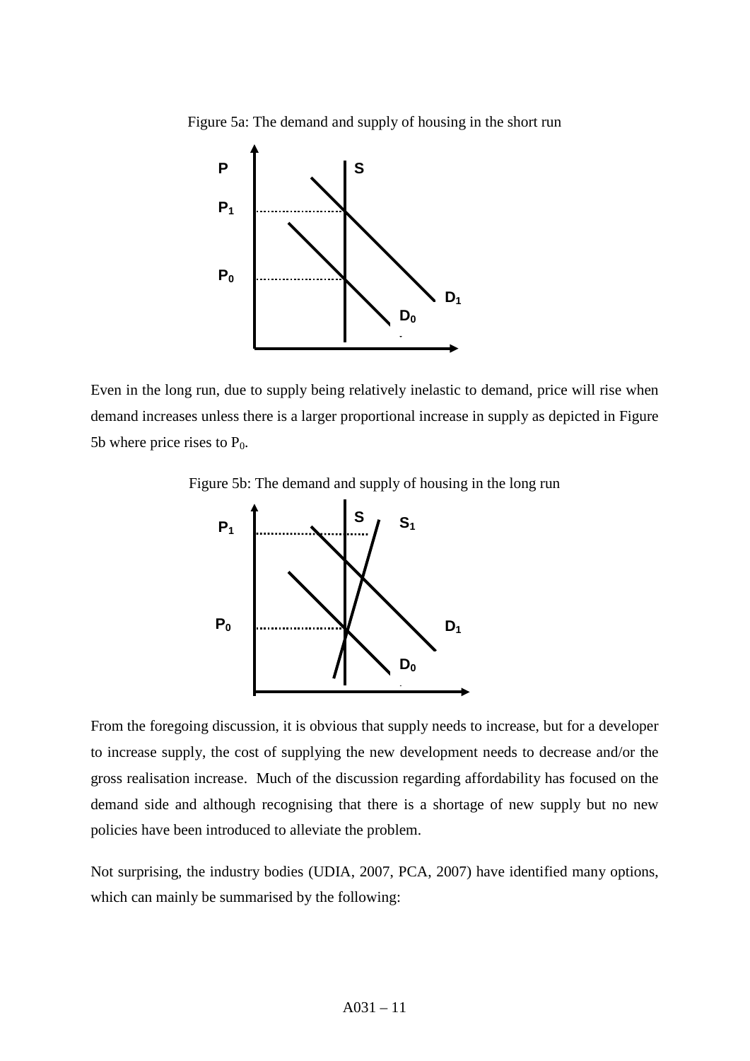Figure 5a: The demand and supply of housing in the short run

Even in the long run, due to supply being relatively inelastic to demand, price will rise when demand increases unless there is a larger proportional increase in supply as depicted in Figure 5b where price rises to $P_0$.

Figure 5b: The demand and supply of housing in the long run

From the foregoing discussion, it is obvious that supply needs to increase, but for a developer to increase supply, the cost of supplying the new development needs to decrease and/or the gross realisation increase. Much of the discussion regarding affordability has focused on the demand side and although recognising that there is a shortage of new supply but no new policies have been introduced to alleviate the problem.

Not surprising, the industry bodies (UDIA, 2007, PCA, 2007) have identified many options, which can mainly be summarised by the following: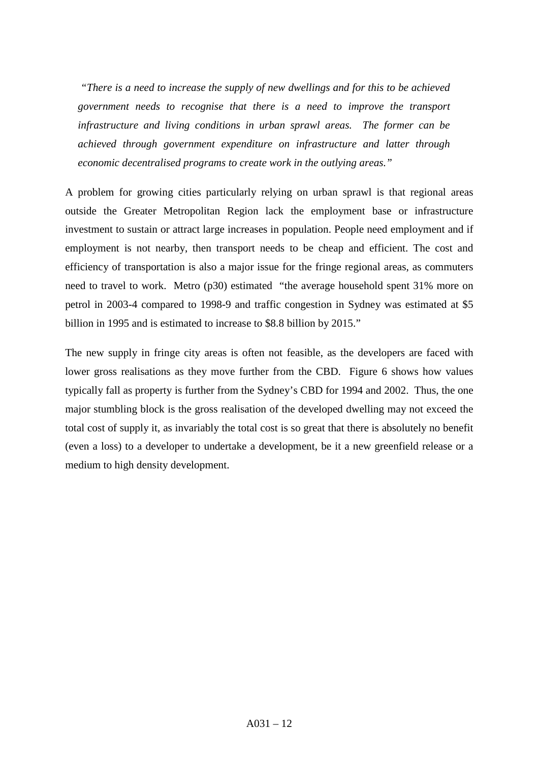> *"There is a need to increase the supply of new dwellings and for this to be achieved government needs to recognise that there is a need to improve the transport infrastructure and living conditions in urban sprawl areas. The former can be achieved through government expenditure on infrastructure and latter through economic decentralised programs to create work in the outlying areas."*

A problem for growing cities particularly relying on urban sprawl is that regional areas outside the Greater Metropolitan Region lack the employment base or infrastructure investment to sustain or attract large increases in population. People need employment and if employment is not nearby, then transport needs to be cheap and efficient. The cost and efficiency of transportation is also a major issue for the fringe regional areas, as commuters need to travel to work. Metro (p30) estimated "the average household spent 31% more on petrol in 2003-4 compared to 1998-9 and traffic congestion in Sydney was estimated at $5 billion in 1995 and is estimated to increase to $8.8 billion by 2015."

The new supply in fringe city areas is often not feasible, as the developers are faced with lower gross realisations as they move further from the CBD. Figure 6 shows how values typically fall as property is further from the Sydney's CBD for 1994 and 2002. Thus, the one major stumbling block is the gross realisation of the developed dwelling may not exceed the total cost of supply it, as invariably the total cost is so great that there is absolutely no benefit (even a loss) to a developer to undertake a development, be it a new greenfield release or a medium to high density development.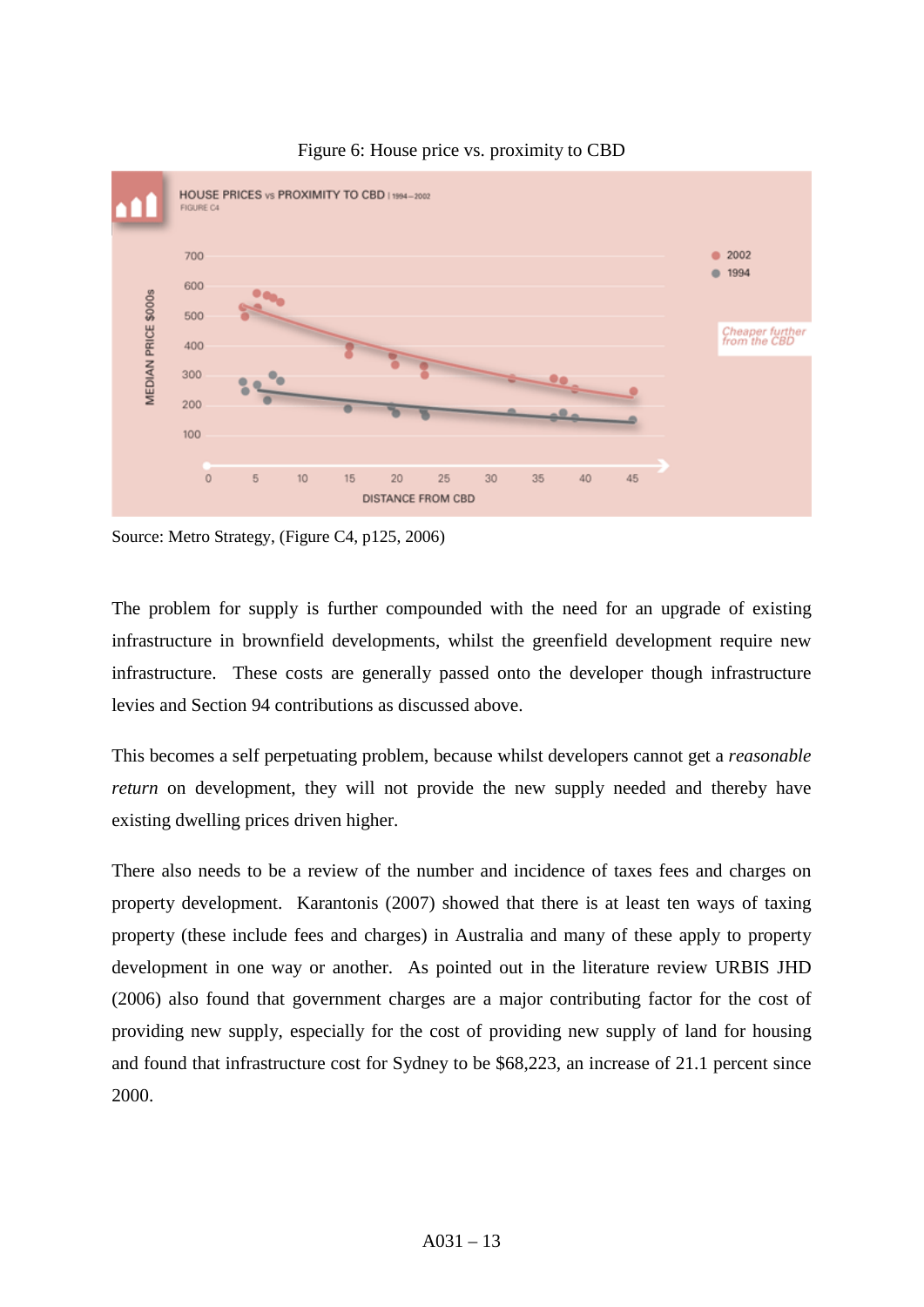Figure 6: House price vs. proximity to CBD

Source: Metro Strategy, (Figure C4, p125, 2006)

The problem for supply is further compounded with the need for an upgrade of existing infrastructure in brownfield developments, whilst the greenfield development require new infrastructure. These costs are generally passed onto the developer though infrastructure levies and Section 94 contributions as discussed above.

This becomes a self perpetuating problem, because whilst developers cannot get a *reasonable return* on development, they will not provide the new supply needed and thereby have existing dwelling prices driven higher.

There also needs to be a review of the number and incidence of taxes fees and charges on property development. Karantonis (2007) showed that there is at least ten ways of taxing property (these include fees and charges) in Australia and many of these apply to property development in one way or another. As pointed out in the literature review URBIS JHD (2006) also found that government charges are a major contributing factor for the cost of providing new supply, especially for the cost of providing new supply of land for housing and found that infrastructure cost for Sydney to be $68,223, an increase of 21.1 percent since 2000.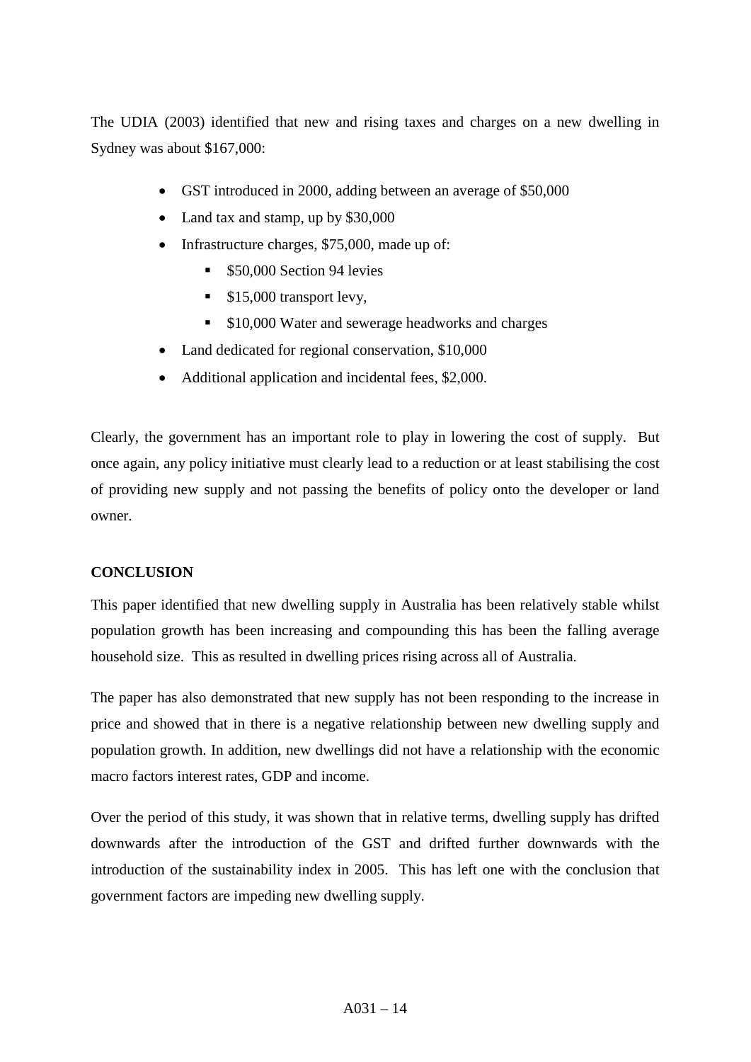The UDIA (2003) identified that new and rising taxes and charges on a new dwelling in Sydney was about $167,000:

- GST introduced in 2000, adding between an average of $50,000
- Land tax and stamp, up by $30,000
- Infrastructure charges, $75,000, made up of:
  - $50,000 Section 94 levies
  - $15,000 transport levy,
  - $10,000 Water and sewerage headworks and charges
- Land dedicated for regional conservation, $10,000
- Additional application and incidental fees, $2,000.

Clearly, the government has an important role to play in lowering the cost of supply. But once again, any policy initiative must clearly lead to a reduction or at least stabilising the cost of providing new supply and not passing the benefits of policy onto the developer or land owner.

**CONCLUSION**

This paper identified that new dwelling supply in Australia has been relatively stable whilst population growth has been increasing and compounding this has been the falling average household size. This as resulted in dwelling prices rising across all of Australia.

The paper has also demonstrated that new supply has not been responding to the increase in price and showed that in there is a negative relationship between new dwelling supply and population growth. In addition, new dwellings did not have a relationship with the economic macro factors interest rates, GDP and income.

Over the period of this study, it was shown that in relative terms, dwelling supply has drifted downwards after the introduction of the GST and drifted further downwards with the introduction of the sustainability index in 2005. This has left one with the conclusion that government factors are impeding new dwelling supply.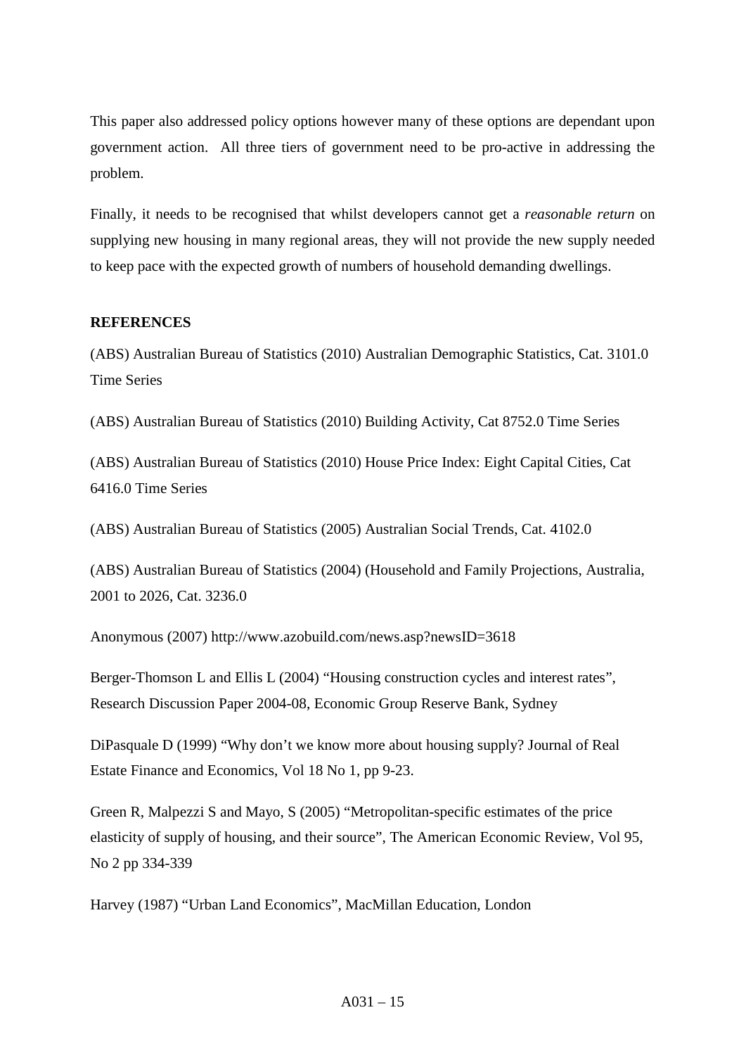This paper also addressed policy options however many of these options are dependant upon government action. All three tiers of government need to be pro-active in addressing the problem.

Finally, it needs to be recognised that whilst developers cannot get a *reasonable return* on supplying new housing in many regional areas, they will not provide the new supply needed to keep pace with the expected growth of numbers of household demanding dwellings.

**REFERENCES**

(ABS) Australian Bureau of Statistics (2010) Australian Demographic Statistics, Cat. 3101.0 Time Series

(ABS) Australian Bureau of Statistics (2010) Building Activity, Cat 8752.0 Time Series

(ABS) Australian Bureau of Statistics (2010) House Price Index: Eight Capital Cities, Cat 6416.0 Time Series

(ABS) Australian Bureau of Statistics (2005) Australian Social Trends, Cat. 4102.0

(ABS) Australian Bureau of Statistics (2004) (Household and Family Projections, Australia, 2001 to 2026, Cat. 3236.0

Anonymous (2007) http://www.azobuild.com/news.asp?newsID=3618

Berger-Thomson L and Ellis L (2004) "Housing construction cycles and interest rates", Research Discussion Paper 2004-08, Economic Group Reserve Bank, Sydney

DiPasquale D (1999) "Why don't we know more about housing supply? Journal of Real Estate Finance and Economics, Vol 18 No 1, pp 9-23.

Green R, Malpezzi S and Mayo, S (2005) "Metropolitan-specific estimates of the price elasticity of supply of housing, and their source", The American Economic Review, Vol 95, No 2 pp 334-339

Harvey (1987) "Urban Land Economics", MacMillan Education, London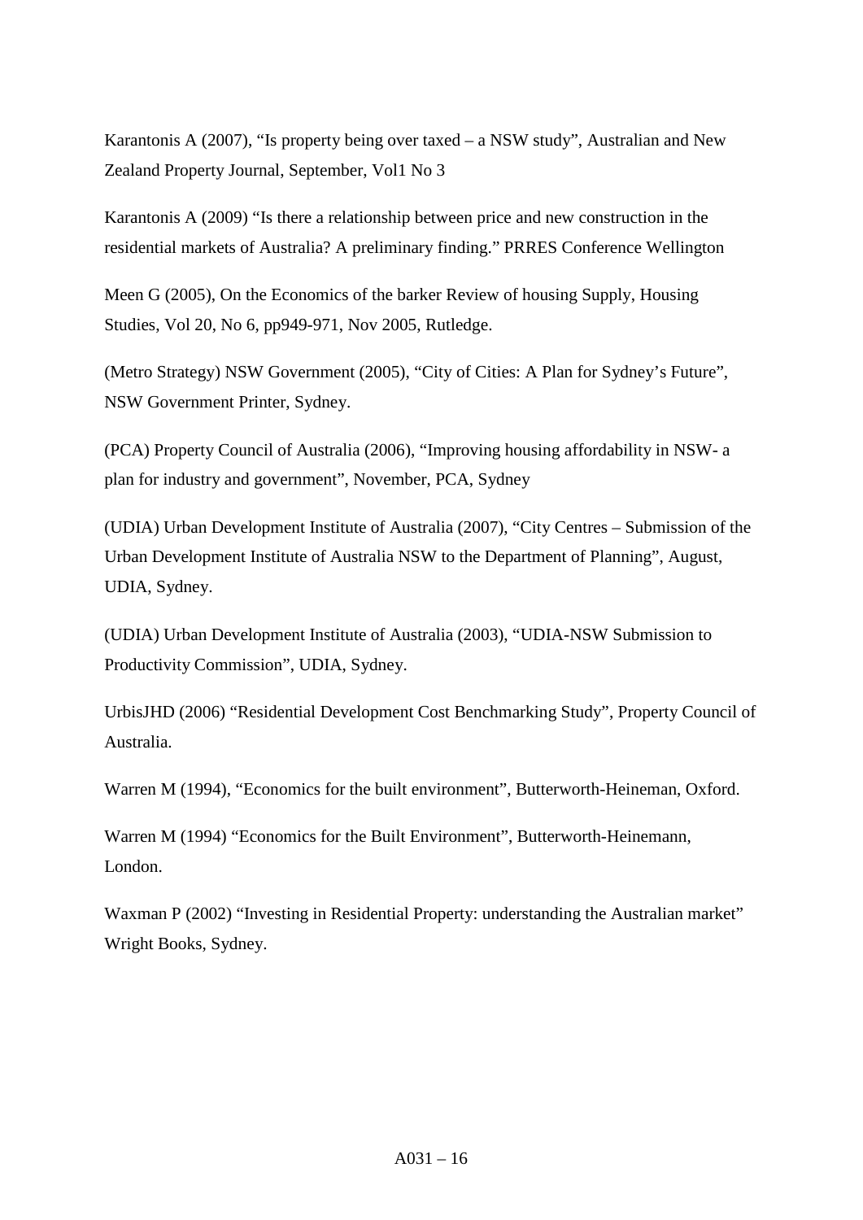Karantonis A (2007), "Is property being over taxed – a NSW study", Australian and New Zealand Property Journal, September, Vol1 No 3

Karantonis A (2009) "Is there a relationship between price and new construction in the residential markets of Australia? A preliminary finding." PRRES Conference Wellington

Meen G (2005), On the Economics of the barker Review of housing Supply, Housing Studies, Vol 20, No 6, pp949-971, Nov 2005, Rutledge.

(Metro Strategy) NSW Government (2005), "City of Cities: A Plan for Sydney's Future", NSW Government Printer, Sydney.

(PCA) Property Council of Australia (2006), "Improving housing affordability in NSW- a plan for industry and government", November, PCA, Sydney

(UDIA) Urban Development Institute of Australia (2007), "City Centres – Submission of the Urban Development Institute of Australia NSW to the Department of Planning", August, UDIA, Sydney.

(UDIA) Urban Development Institute of Australia (2003), "UDIA-NSW Submission to Productivity Commission", UDIA, Sydney.

UrbisJHD (2006) "Residential Development Cost Benchmarking Study", Property Council of Australia.

Warren M (1994), "Economics for the built environment", Butterworth-Heineman, Oxford.

Warren M (1994) "Economics for the Built Environment", Butterworth-Heinemann, London.

Waxman P (2002) "Investing in Residential Property: understanding the Australian market" Wright Books, Sydney.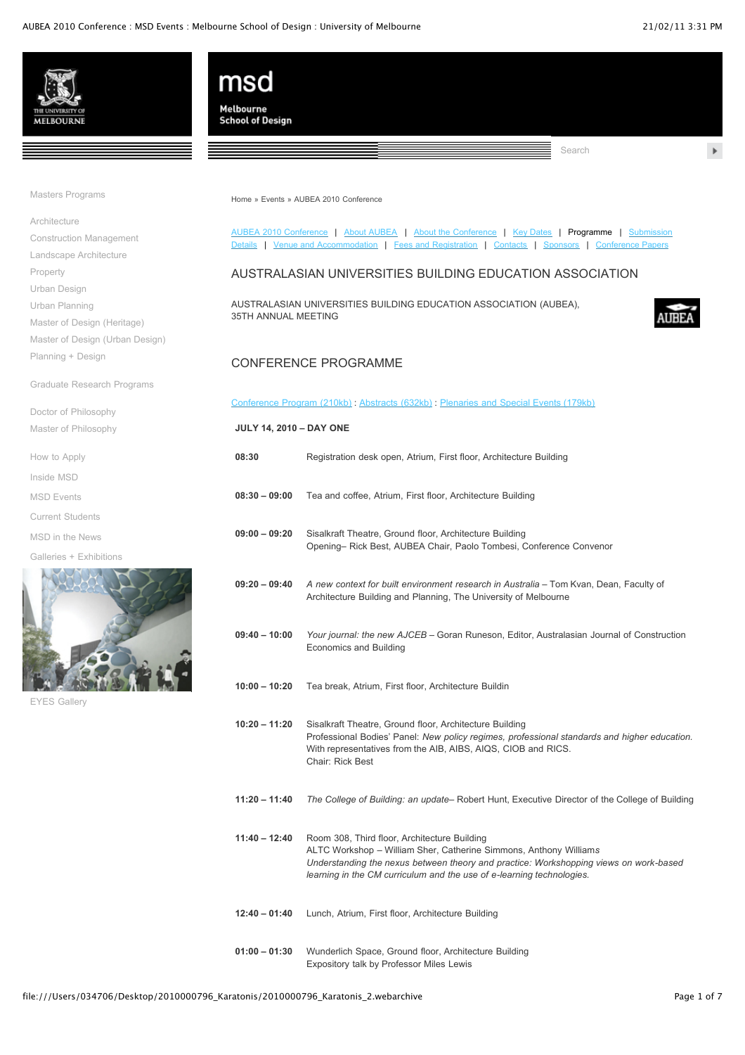Masters Programs

Architecture
Construction Management
Landscape Architecture
Property
Urban Design
Urban Planning
Master of Design (Heritage)
Master of Design (Urban Design)
Planning + Design

Graduate Research Programs

Doctor of Philosophy
Master of Philosophy

How to Apply
Inside MSD
MSD Events
Current Students
MSD in the News
Galleries + Exhibitions

EYES Gallery

Home » Events » AUBEA 2010 Conference

AUBEA 2010 Conference | About AUBEA | About the Conference | Key Dates | Programme | Submission Details | Venue and Accommodation | Fees and Registration | Contacts | Sponsors | Conference Papers

## AUSTRALASIAN UNIVERSITIES BUILDING EDUCATION ASSOCIATION

AUSTRALASIAN UNIVERSITIES BUILDING EDUCATION ASSOCIATION (AUBEA), 35TH ANNUAL MEETING

## CONFERENCE PROGRAMME

Conference Program (210kb) : Abstracts (632kb) : Plenaries and Special Events (179kb)

**JULY 14, 2010 – DAY ONE**

| | |
|---|---|
| **08:30** | Registration desk open, Atrium, First floor, Architecture Building |
| **08:30 – 09:00** | Tea and coffee, Atrium, First floor, Architecture Building |
| **09:00 – 09:20** | Sisalkraft Theatre, Ground floor, Architecture Building<br>Opening– Rick Best, AUBEA Chair, Paolo Tombesi, Conference Convenor |
| **09:20 – 09:40** | *A new context for built environment research in Australia* – Tom Kvan, Dean, Faculty of Architecture Building and Planning, The University of Melbourne |
| **09:40 – 10:00** | *Your journal: the new AJCEB* – Goran Runeson, Editor, Australasian Journal of Construction Economics and Building |
| **10:00 – 10:20** | Tea break, Atrium, First floor, Architecture Buildin |
| **10:20 – 11:20** | Sisalkraft Theatre, Ground floor, Architecture Building<br>Professional Bodies' Panel: *New policy regimes, professional standards and higher education.* With representatives from the AIB, AIBS, AIQS, CIOB and RICS.<br>Chair: Rick Best |
| **11:20 – 11:40** | *The College of Building: an update*– Robert Hunt, Executive Director of the College of Building |
| **11:40 – 12:40** | Room 308, Third floor, Architecture Building<br>ALTC Workshop – William Sher, Catherine Simmons, Anthony Williams<br>*Understanding the nexus between theory and practice: Workshopping views on work-based learning in the CM curriculum and the use of e-learning technologies.* |
| **12:40 – 01:40** | Lunch, Atrium, First floor, Architecture Building |
| **01:00 – 01:30** | Wunderlich Space, Ground floor, Architecture Building<br>Expository talk by Professor Miles Lewis |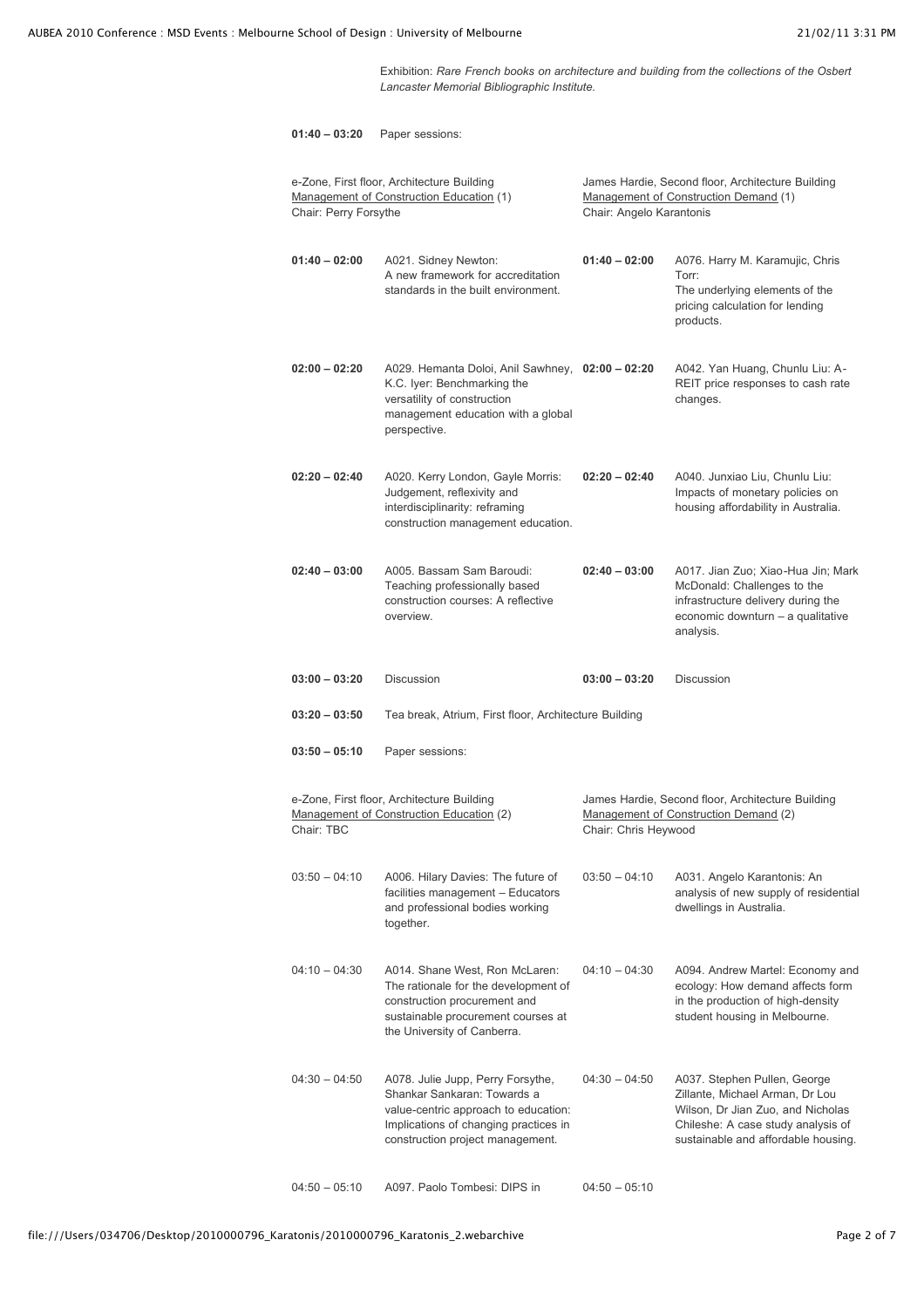Exhibition: *Rare French books on architecture and building from the collections of the Osbert Lancaster Memorial Bibliographic Institute.*

**01:40 – 03:20** Paper sessions:

| e-Zone, First floor, Architecture Building<br>Management of Construction Education (1)<br>Chair: Perry Forsythe | | James Hardie, Second floor, Architecture Building<br>Management of Construction Demand (1)<br>Chair: Angelo Karantonis | |
|---|---|---|---|
| **01:40 – 02:00** | A021. Sidney Newton: A new framework for accreditation standards in the built environment. | **01:40 – 02:00** | A076. Harry M. Karamujic, Chris Torr: The underlying elements of the pricing calculation for lending products. |
| **02:00 – 02:20** | A029. Hemanta Doloi, Anil Sawhney, K.C. Iyer: Benchmarking the versatility of construction management education with a global perspective. | **02:00 – 02:20** | A042. Yan Huang, Chunlu Liu: A-REIT price responses to cash rate changes. |
| **02:20 – 02:40** | A020. Kerry London, Gayle Morris: Judgement, reflexivity and interdisciplinarity: reframing construction management education. | **02:20 – 02:40** | A040. Junxiao Liu, Chunlu Liu: Impacts of monetary policies on housing affordability in Australia. |
| **02:40 – 03:00** | A005. Bassam Sam Baroudi: Teaching professionally based construction courses: A reflective overview. | **02:40 – 03:00** | A017. Jian Zuo; Xiao-Hua Jin; Mark McDonald: Challenges to the infrastructure delivery during the economic downturn – a qualitative analysis. |
| **03:00 – 03:20** | Discussion | **03:00 – 03:20** | Discussion |

**03:20 – 03:50** Tea break, Atrium, First floor, Architecture Building

**03:50 – 05:10** Paper sessions:

| e-Zone, First floor, Architecture Building<br>Management of Construction Education (2)<br>Chair: TBC | | James Hardie, Second floor, Architecture Building<br>Management of Construction Demand (2)<br>Chair: Chris Heywood | |
|---|---|---|---|
| 03:50 – 04:10 | A006. Hilary Davies: The future of facilities management – Educators and professional bodies working together. | 03:50 – 04:10 | A031. Angelo Karantonis: An analysis of new supply of residential dwellings in Australia. |
| 04:10 – 04:30 | A014. Shane West, Ron McLaren: The rationale for the development of construction procurement and sustainable procurement courses at the University of Canberra. | 04:10 – 04:30 | A094. Andrew Martel: Economy and ecology: How demand affects form in the production of high-density student housing in Melbourne. |
| 04:30 – 04:50 | A078. Julie Jupp, Perry Forsythe, Shankar Sankaran: Towards a value-centric approach to education: Implications of changing practices in construction project management. | 04:30 – 04:50 | A037. Stephen Pullen, George Zillante, Michael Arman, Dr Lou Wilson, Dr Jian Zuo, and Nicholas Chileshe: A case study analysis of sustainable and affordable housing. |
| 04:50 – 05:10 | A097. Paolo Tombesi: DIPS in | 04:50 – 05:10 | |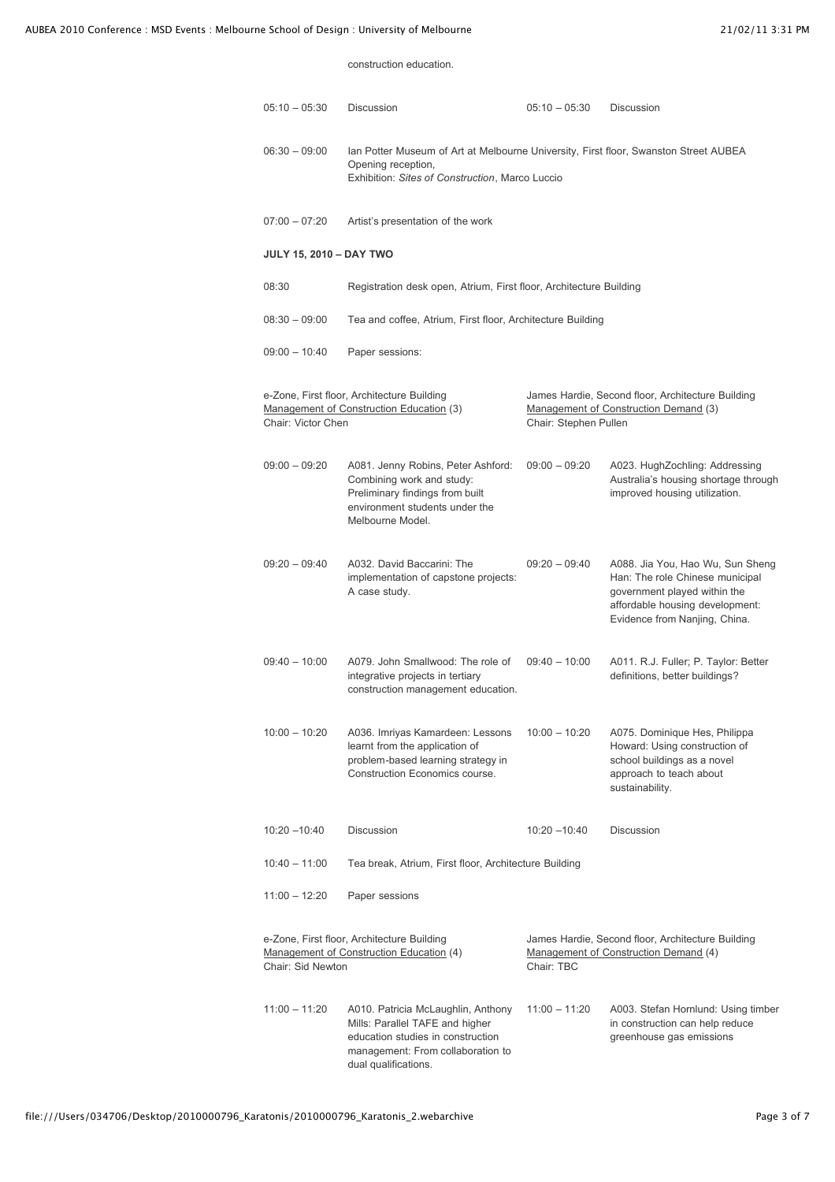construction education.

| | | | |
|---|---|---|---|
| 05:10 – 05:30 | Discussion | 05:10 – 05:30 | Discussion |

06:30 – 09:00 Ian Potter Museum of Art at Melbourne University, First floor, Swanston Street AUBEA Opening reception,
Exhibition: *Sites of Construction*, Marco Luccio

07:00 – 07:20 Artist's presentation of the work

**JULY 15, 2010 – DAY TWO**

08:30 Registration desk open, Atrium, First floor, Architecture Building

08:30 – 09:00 Tea and coffee, Atrium, First floor, Architecture Building

09:00 – 10:40 Paper sessions:

| e-Zone, First floor, Architecture Building<br>Management of Construction Education (3)<br>Chair: Victor Chen | | James Hardie, Second floor, Architecture Building<br>Management of Construction Demand (3)<br>Chair: Stephen Pullen | |
|---|---|---|---|
| 09:00 – 09:20 | A081. Jenny Robins, Peter Ashford: Combining work and study: Preliminary findings from built environment students under the Melbourne Model. | 09:00 – 09:20 | A023. HughZochling: Addressing Australia's housing shortage through improved housing utilization. |
| 09:20 – 09:40 | A032. David Baccarini: The implementation of capstone projects: A case study. | 09:20 – 09:40 | A088. Jia You, Hao Wu, Sun Sheng Han: The role Chinese municipal government played within the affordable housing development: Evidence from Nanjing, China. |
| 09:40 – 10:00 | A079. John Smallwood: The role of integrative projects in tertiary construction management education. | 09:40 – 10:00 | A011. R.J. Fuller; P. Taylor: Better definitions, better buildings? |
| 10:00 – 10:20 | A036. Imriyas Kamardeen: Lessons learnt from the application of problem-based learning strategy in Construction Economics course. | 10:00 – 10:20 | A075. Dominique Hes, Philippa Howard: Using construction of school buildings as a novel approach to teach about sustainability. |
| 10:20 –10:40 | Discussion | 10:20 –10:40 | Discussion |

10:40 – 11:00 Tea break, Atrium, First floor, Architecture Building

11:00 – 12:20 Paper sessions

| e-Zone, First floor, Architecture Building<br>Management of Construction Education (4)<br>Chair: Sid Newton | | James Hardie, Second floor, Architecture Building<br>Management of Construction Demand (4)<br>Chair: TBC | |
|---|---|---|---|
| 11:00 – 11:20 | A010. Patricia McLaughlin, Anthony Mills: Parallel TAFE and higher education studies in construction management: From collaboration to dual qualifications. | 11:00 – 11:20 | A003. Stefan Hornlund: Using timber in construction can help reduce greenhouse gas emissions |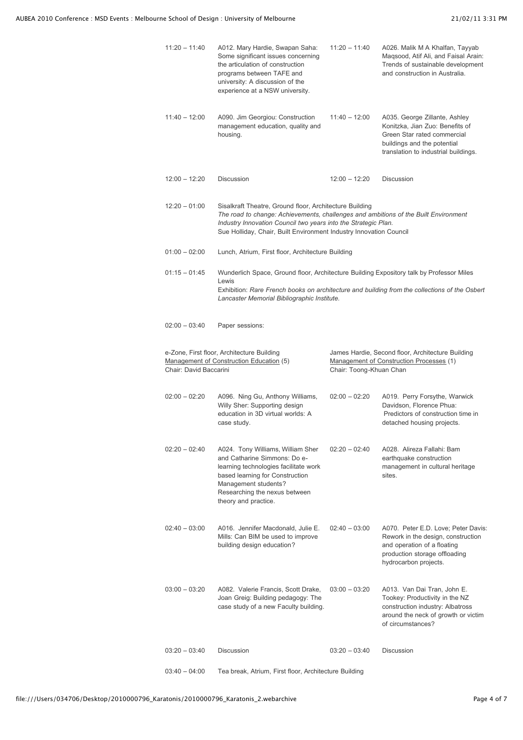| | | | |
|---|---|---|---|
| 11:20 – 11:40 | A012. Mary Hardie, Swapan Saha: Some significant issues concerning the articulation of construction programs between TAFE and university: A discussion of the experience at a NSW university. | 11:20 – 11:40 | A026. Malik M A Khalfan, Tayyab Maqsood, Atif Ali, and Faisal Arain: Trends of sustainable development and construction in Australia. |
| 11:40 – 12:00 | A090. Jim Georgiou: Construction management education, quality and housing. | 11:40 – 12:00 | A035. George Zillante, Ashley Konitzka, Jian Zuo: Benefits of Green Star rated commercial buildings and the potential translation to industrial buildings. |
| 12:00 – 12:20 | Discussion | 12:00 – 12:20 | Discussion |

12:20 – 01:00 Sisalkraft Theatre, Ground floor, Architecture Building
*The road to change: Achievements, challenges and ambitions of the Built Environment Industry Innovation Council two years into the Strategic Plan.*
Sue Holliday, Chair, Built Environment Industry Innovation Council

01:00 – 02:00 Lunch, Atrium, First floor, Architecture Building

01:15 – 01:45 Wunderlich Space, Ground floor, Architecture Building Expository talk by Professor Miles Lewis
Exhibition: *Rare French books on architecture and building from the collections of the Osbert Lancaster Memorial Bibliographic Institute.*

02:00 – 03:40 Paper sessions:

| e-Zone, First floor, Architecture Building<br>Management of Construction Education (5)<br>Chair: David Baccarini | | James Hardie, Second floor, Architecture Building<br>Management of Construction Processes (1)<br>Chair: Toong-Khuan Chan | |
|---|---|---|---|
| 02:00 – 02:20 | A096. Ning Gu, Anthony Williams, Willy Sher: Supporting design education in 3D virtual worlds: A case study. | 02:00 – 02:20 | A019. Perry Forsythe, Warwick Davidson, Florence Phua: Predictors of construction time in detached housing projects. |
| 02:20 – 02:40 | A024. Tony Williams, William Sher and Catharine Simmons: Do e-learning technologies facilitate work based learning for Construction Management students? Researching the nexus between theory and practice. | 02:20 – 02:40 | A028. Alireza Fallahi: Bam earthquake construction management in cultural heritage sites. |
| 02:40 – 03:00 | A016. Jennifer Macdonald, Julie E. Mills: Can BIM be used to improve building design education? | 02:40 – 03:00 | A070. Peter E.D. Love; Peter Davis: Rework in the design, construction and operation of a floating production storage offloading hydrocarbon projects. |
| 03:00 – 03:20 | A082. Valerie Francis, Scott Drake, Joan Greig: Building pedagogy: The case study of a new Faculty building. | 03:00 – 03:20 | A013. Van Dai Tran, John E. Tookey: Productivity in the NZ construction industry: Albatross around the neck of growth or victim of circumstances? |
| 03:20 – 03:40 | Discussion | 03:20 – 03:40 | Discussion |

03:40 – 04:00 Tea break, Atrium, First floor, Architecture Building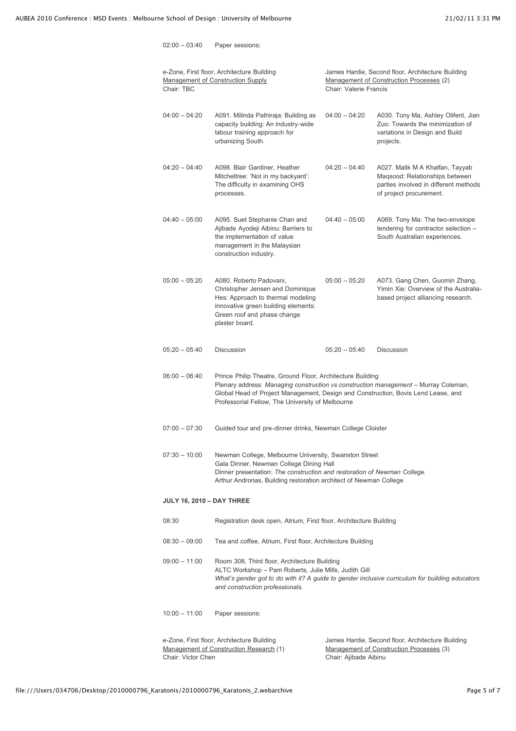02:00 – 03:40 Paper sessions:

| e-Zone, First floor, Architecture Building<br>Management of Construction Supply<br>Chair: TBC | | James Hardie, Second floor, Architecture Building<br>Management of Construction Processes (2)<br>Chair: Valerie Francis | |
|---|---|---|---|
| 04:00 – 04:20 | A091. Milinda Pathiraja: Building as capacity building: An industry-wide labour training approach for urbanizing South. | 04:00 – 04:20 | A030. Tony Ma, Ashley Olifent, Jian Zuo: Towards the minimization of variations in Design and Build projects. |
| 04:20 – 04:40 | A098. Blair Gardiner, Heather Mitcheltree: 'Not in my backyard': The difficulty in examining OHS processes. | 04:20 – 04:40 | A027. Malik M A Khalfan, Tayyab Maqsood: Relationships between parties involved in different methods of project procurement. |
| 04:40 – 05:00 | A095. Suet Stephanie Chan and Ajibade Ayodeji Aibinu: Barriers to the implementation of value management in the Malaysian construction industry. | 04:40 – 05:00 | A069. Tony Ma: The two-envelope tendering for contractor selection – South Australian experiences. |
| 05:00 – 05:20 | A080. Roberto Padovani, Christopher Jensen and Dominique Hes: Approach to thermal modeling innovative green building elements: Green roof and phase change plaster board. | 05:00 – 05:20 | A073. Gang Chen, Guomin Zhang, Yimin Xie: Overview of the Australia-based project alliancing research. |
| 05:20 – 05:40 | Discussion | 05:20 – 05:40 | Discussion |

06:00 – 06:40 Prince Philip Theatre, Ground Floor, Architecture Building
Plenary address: *Managing construction vs construction management* – Murray Coleman, Global Head of Project Management, Design and Construction, Bovis Lend Lease, and Professorial Fellow, The University of Melbourne

07:00 – 07:30 Guided tour and pre-dinner drinks, Newman College Cloister

07:30 – 10:00 Newman College, Melbourne University, Swanston Street
Gala Dinner, Newman College Dining Hall
Dinner presentation: *The construction and restoration of Newman College.*
Arthur Andronas, Building restoration architect of Newman College

**JULY 16, 2010 – DAY THREE**

08:30 Registration desk open, Atrium, First floor, Architecture Building

08:30 – 09:00 Tea and coffee, Atrium, First floor, Architecture Building

09:00 – 11:00 Room 308, Third floor, Architecture Building
ALTC Workshop – Pam Roberts, Julie Mills, Judith Gill
*What's gender got to do with it? A guide to gender inclusive curriculum for building educators and construction professionals.*

10:00 – 11:00 Paper sessions:

| e-Zone, First floor, Architecture Building<br>Management of Construction Research (1)<br>Chair: Victor Chen | James Hardie, Second floor, Architecture Building<br>Management of Construction Processes (3)<br>Chair: Ajibade Aibinu |
|---|---|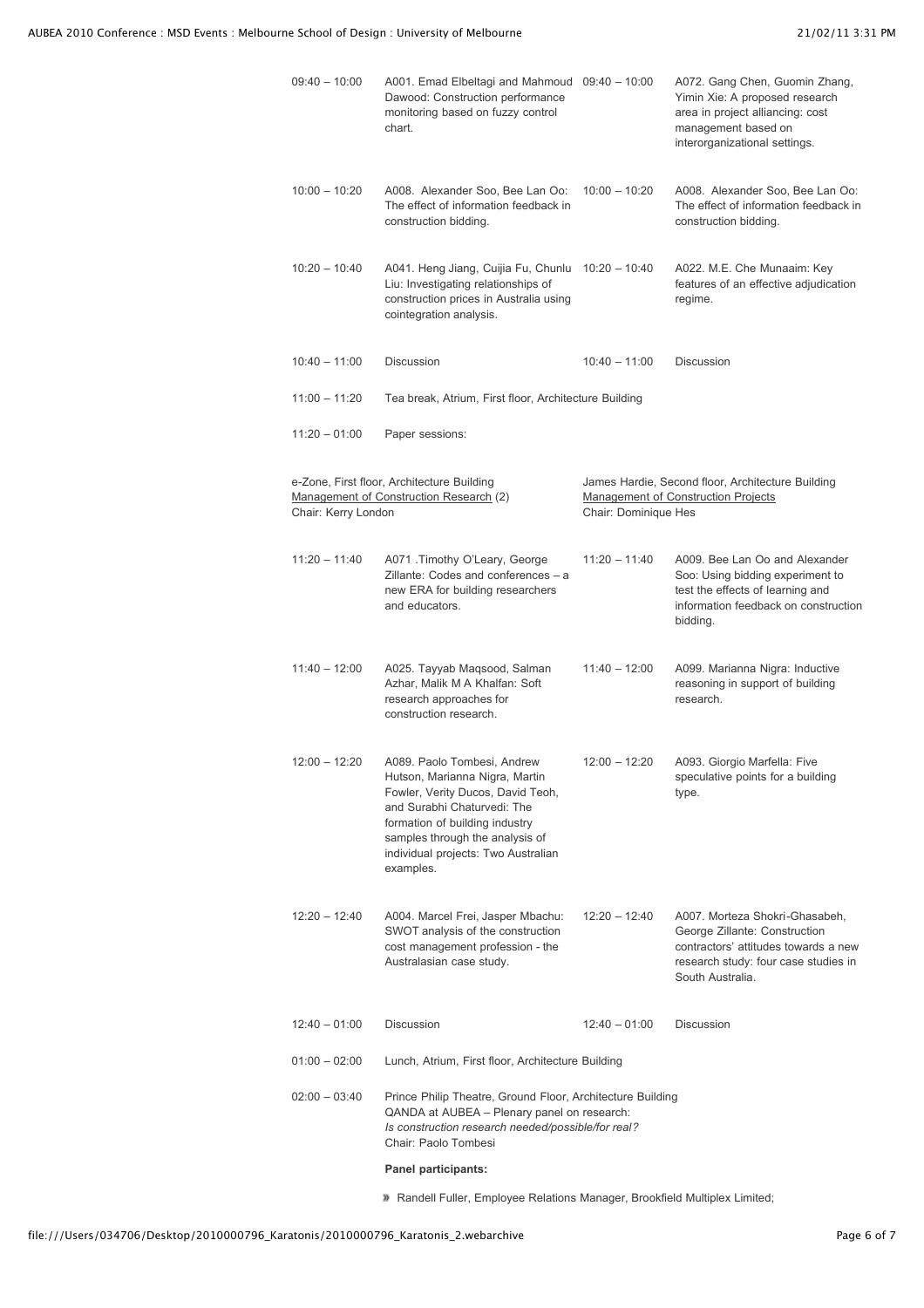| | | | |
|---|---|---|---|
| 09:40 – 10:00 | A001. Emad Elbeltagi and Mahmoud Dawood: Construction performance monitoring based on fuzzy control chart. | 09:40 – 10:00 | A072. Gang Chen, Guomin Zhang, Yimin Xie: A proposed research area in project alliancing: cost management based on interorganizational settings. |
| 10:00 – 10:20 | A008. Alexander Soo, Bee Lan Oo: The effect of information feedback in construction bidding. | 10:00 – 10:20 | A008. Alexander Soo, Bee Lan Oo: The effect of information feedback in construction bidding. |
| 10:20 – 10:40 | A041. Heng Jiang, Cuijia Fu, Chunlu Liu: Investigating relationships of construction prices in Australia using cointegration analysis. | 10:20 – 10:40 | A022. M.E. Che Munaaim: Key features of an effective adjudication regime. |
| 10:40 – 11:00 | Discussion | 10:40 – 11:00 | Discussion |

11:00 – 11:20 Tea break, Atrium, First floor, Architecture Building

11:20 – 01:00 Paper sessions:

e-Zone, First floor, Architecture Building
Management of Construction Research (2)
Chair: Kerry London

James Hardie, Second floor, Architecture Building
Management of Construction Projects
Chair: Dominique Hes

| | | | |
|---|---|---|---|
| 11:20 – 11:40 | A071 .Timothy O'Leary, George Zillante: Codes and conferences – a new ERA for building researchers and educators. | 11:20 – 11:40 | A009. Bee Lan Oo and Alexander Soo: Using bidding experiment to test the effects of learning and information feedback on construction bidding. |
| 11:40 – 12:00 | A025. Tayyab Maqsood, Salman Azhar, Malik M A Khalfan: Soft research approaches for construction research. | 11:40 – 12:00 | A099. Marianna Nigra: Inductive reasoning in support of building research. |
| 12:00 – 12:20 | A089. Paolo Tombesi, Andrew Hutson, Marianna Nigra, Martin Fowler, Verity Ducos, David Teoh, and Surabhi Chaturvedi: The formation of building industry samples through the analysis of individual projects: Two Australian examples. | 12:00 – 12:20 | A093. Giorgio Marfella: Five speculative points for a building type. |
| 12:20 – 12:40 | A004. Marcel Frei, Jasper Mbachu: SWOT analysis of the construction cost management profession - the Australasian case study. | 12:20 – 12:40 | A007. Morteza Shokri-Ghasabeh, George Zillante: Construction contractors' attitudes towards a new research study: four case studies in South Australia. |
| 12:40 – 01:00 | Discussion | 12:40 – 01:00 | Discussion |

01:00 – 02:00 Lunch, Atrium, First floor, Architecture Building

02:00 – 03:40 Prince Philip Theatre, Ground Floor, Architecture Building
QANDA at AUBEA – Plenary panel on research:
*Is construction research needed/possible/for real?*
Chair: Paolo Tombesi

**Panel participants:**

- Randell Fuller, Employee Relations Manager, Brookfield Multiplex Limited;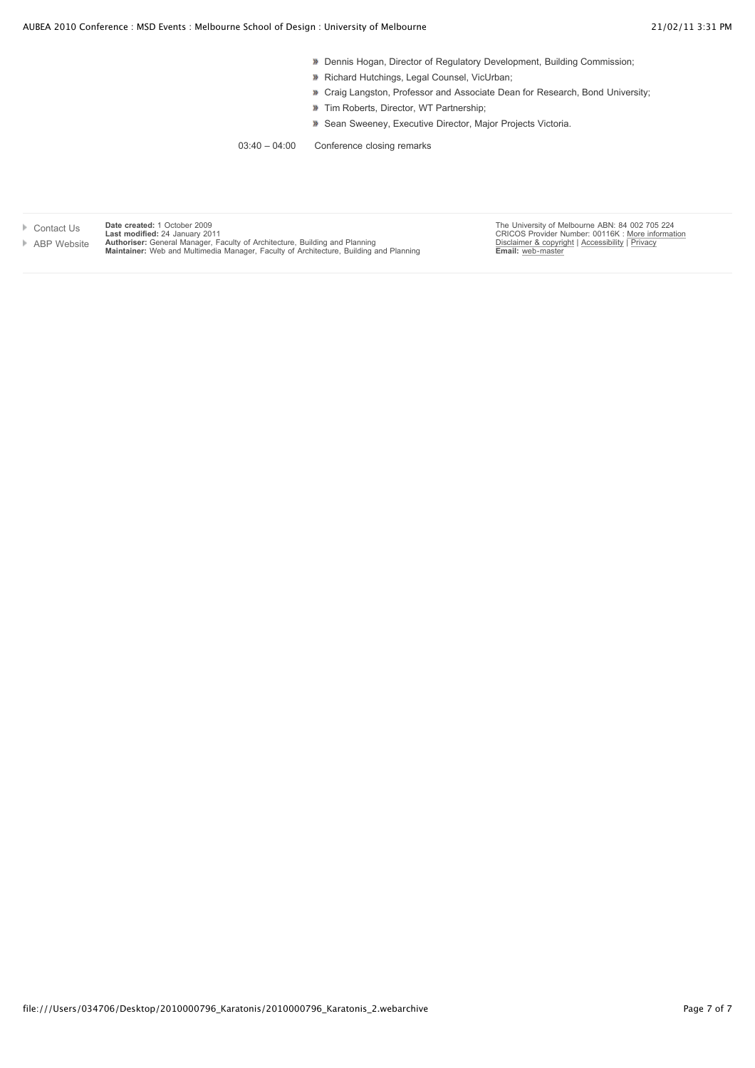- Dennis Hogan, Director of Regulatory Development, Building Commission;
- Richard Hutchings, Legal Counsel, VicUrban;
- Craig Langston, Professor and Associate Dean for Research, Bond University;
- Tim Roberts, Director, WT Partnership;
- Sean Sweeney, Executive Director, Major Projects Victoria.

03:40 – 04:00 Conference closing remarks

- Contact Us
- ABP Website

**Date created:** 1 October 2009
**Last modified:** 24 January 2011
**Authoriser:** General Manager, Faculty of Architecture, Building and Planning
**Maintainer:** Web and Multimedia Manager, Faculty of Architecture, Building and Planning

The University of Melbourne ABN: 84 002 705 224
CRICOS Provider Number: 00116K : More information
Disclaimer & copyright | Accessibility | Privacy
**Email:** web-master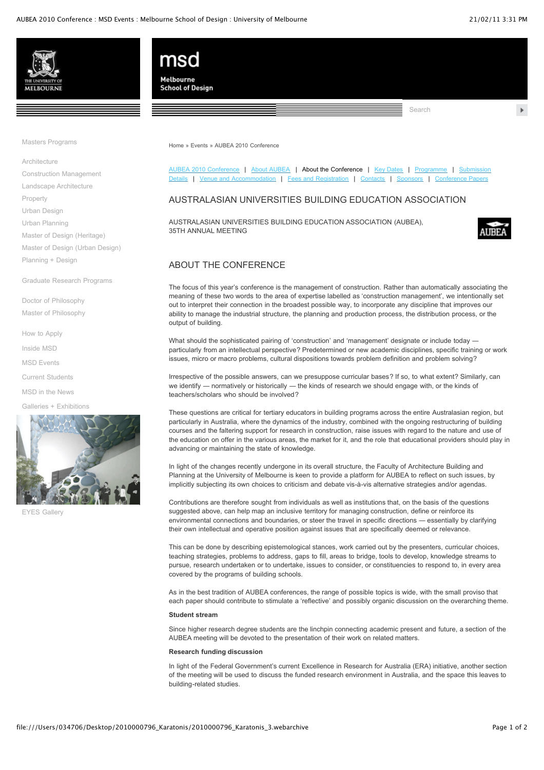Masters Programs

Architecture
Construction Management
Landscape Architecture
Property
Urban Design
Urban Planning
Master of Design (Heritage)
Master of Design (Urban Design)
Planning + Design

Graduate Research Programs

Doctor of Philosophy
Master of Philosophy

How to Apply
Inside MSD
MSD Events
Current Students
MSD in the News
Galleries + Exhibitions

EYES Gallery

Home » Events » AUBEA 2010 Conference

AUBEA 2010 Conference | About AUBEA | About the Conference | Key Dates | Programme | Submission Details | Venue and Accommodation | Fees and Registration | Contacts | Sponsors | Conference Papers

# AUSTRALASIAN UNIVERSITIES BUILDING EDUCATION ASSOCIATION

AUSTRALASIAN UNIVERSITIES BUILDING EDUCATION ASSOCIATION (AUBEA), 35TH ANNUAL MEETING

## ABOUT THE CONFERENCE

The focus of this year's conference is the management of construction. Rather than automatically associating the meaning of these two words to the area of expertise labelled as 'construction management', we intentionally set out to interpret their connection in the broadest possible way, to incorporate any discipline that improves our ability to manage the industrial structure, the planning and production process, the distribution process, or the output of building.

What should the sophisticated pairing of 'construction' and 'management' designate or include today — particularly from an intellectual perspective? Predetermined or new academic disciplines, specific training or work issues, micro or macro problems, cultural dispositions towards problem definition and problem solving?

Irrespective of the possible answers, can we presuppose curricular bases? If so, to what extent? Similarly, can we identify — normatively or historically — the kinds of research we should engage with, or the kinds of teachers/scholars who should be involved?

These questions are critical for tertiary educators in building programs across the entire Australasian region, but particularly in Australia, where the dynamics of the industry, combined with the ongoing restructuring of building courses and the faltering support for research in construction, raise issues with regard to the nature and use of the education on offer in the various areas, the market for it, and the role that educational providers should play in advancing or maintaining the state of knowledge.

In light of the changes recently undergone in its overall structure, the Faculty of Architecture Building and Planning at the University of Melbourne is keen to provide a platform for AUBEA to reflect on such issues, by implicitly subjecting its own choices to criticism and debate vis-à-vis alternative strategies and/or agendas.

Contributions are therefore sought from individuals as well as institutions that, on the basis of the questions suggested above, can help map an inclusive territory for managing construction, define or reinforce its environmental connections and boundaries, or steer the travel in specific directions — essentially by clarifying their own intellectual and operative position against issues that are specifically deemed or relevance.

This can be done by describing epistemological stances, work carried out by the presenters, curricular choices, teaching strategies, problems to address, gaps to fill, areas to bridge, tools to develop, knowledge streams to pursue, research undertaken or to undertake, issues to consider, or constituencies to respond to, in every area covered by the programs of building schools.

As in the best tradition of AUBEA conferences, the range of possible topics is wide, with the small proviso that each paper should contribute to stimulate a 'reflective' and possibly organic discussion on the overarching theme.

**Student stream**

Since higher research degree students are the linchpin connecting academic present and future, a section of the AUBEA meeting will be devoted to the presentation of their work on related matters.

**Research funding discussion**

In light of the Federal Government's current Excellence in Research for Australia (ERA) initiative, another section of the meeting will be used to discuss the funded research environment in Australia, and the space this leaves to building-related studies.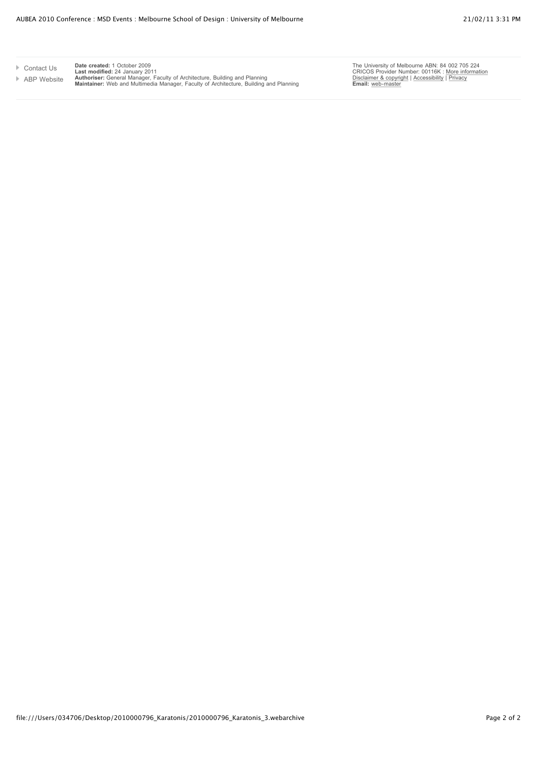- Contact Us
- ABP Website

**Date created:** 1 October 2009
**Last modified:** 24 January 2011
**Authoriser:** General Manager, Faculty of Architecture, Building and Planning
**Maintainer:** Web and Multimedia Manager, Faculty of Architecture, Building and Planning

The University of Melbourne ABN: 84 002 705 224
CRICOS Provider Number: 00116K : More information
Disclaimer & copyright | Accessibility | Privacy
**Email:** web-master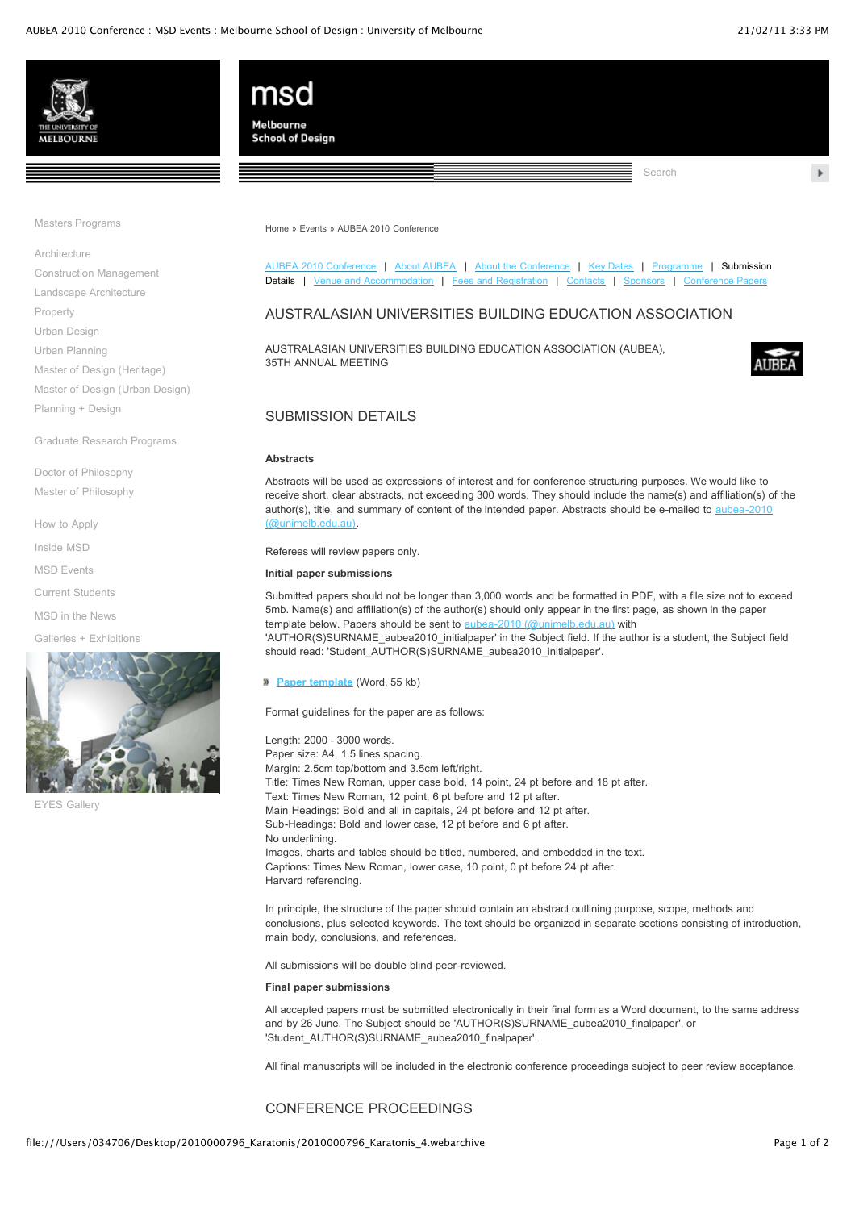Masters Programs

Architecture
Construction Management
Landscape Architecture
Property
Urban Design
Urban Planning
Master of Design (Heritage)
Master of Design (Urban Design)
Planning + Design

Graduate Research Programs

Doctor of Philosophy
Master of Philosophy

How to Apply
Inside MSD
MSD Events
Current Students
MSD in the News
Galleries + Exhibitions

EYES Gallery

Home » Events » AUBEA 2010 Conference

AUBEA 2010 Conference | About AUBEA | About the Conference | Key Dates | Programme | Submission Details | Venue and Accommodation | Fees and Registration | Contacts | Sponsors | Conference Papers

# AUSTRALASIAN UNIVERSITIES BUILDING EDUCATION ASSOCIATION

AUSTRALASIAN UNIVERSITIES BUILDING EDUCATION ASSOCIATION (AUBEA), 35TH ANNUAL MEETING

## SUBMISSION DETAILS

**Abstracts**

Abstracts will be used as expressions of interest and for conference structuring purposes. We would like to receive short, clear abstracts, not exceeding 300 words. They should include the name(s) and affiliation(s) of the author(s), title, and summary of content of the intended paper. Abstracts should be e-mailed to aubea-2010 (@unimelb.edu.au).

Referees will review papers only.

**Initial paper submissions**

Submitted papers should not be longer than 3,000 words and be formatted in PDF, with a file size not to exceed 5mb. Name(s) and affiliation(s) of the author(s) should only appear in the first page, as shown in the paper template below. Papers should be sent to aubea-2010 (@unimelb.edu.au) with 'AUTHOR(S)SURNAME_aubea2010_initialpaper' in the Subject field. If the author is a student, the Subject field should read: 'Student_AUTHOR(S)SURNAME_aubea2010_initialpaper'.

» **Paper template** (Word, 55 kb)

Format guidelines for the paper are as follows:

Length: 2000 - 3000 words.
Paper size: A4, 1.5 lines spacing.
Margin: 2.5cm top/bottom and 3.5cm left/right.
Title: Times New Roman, upper case bold, 14 point, 24 pt before and 18 pt after.
Text: Times New Roman, 12 point, 6 pt before and 12 pt after.
Main Headings: Bold and all in capitals, 24 pt before and 12 pt after.
Sub-Headings: Bold and lower case, 12 pt before and 6 pt after.
No underlining.
Images, charts and tables should be titled, numbered, and embedded in the text.
Captions: Times New Roman, lower case, 10 point, 0 pt before 24 pt after.
Harvard referencing.

In principle, the structure of the paper should contain an abstract outlining purpose, scope, methods and conclusions, plus selected keywords. The text should be organized in separate sections consisting of introduction, main body, conclusions, and references.

All submissions will be double blind peer-reviewed.

**Final paper submissions**

All accepted papers must be submitted electronically in their final form as a Word document, to the same address and by 26 June. The Subject should be 'AUTHOR(S)SURNAME_aubea2010_finalpaper', or 'Student_AUTHOR(S)SURNAME_aubea2010_finalpaper'.

All final manuscripts will be included in the electronic conference proceedings subject to peer review acceptance.

## CONFERENCE PROCEEDINGS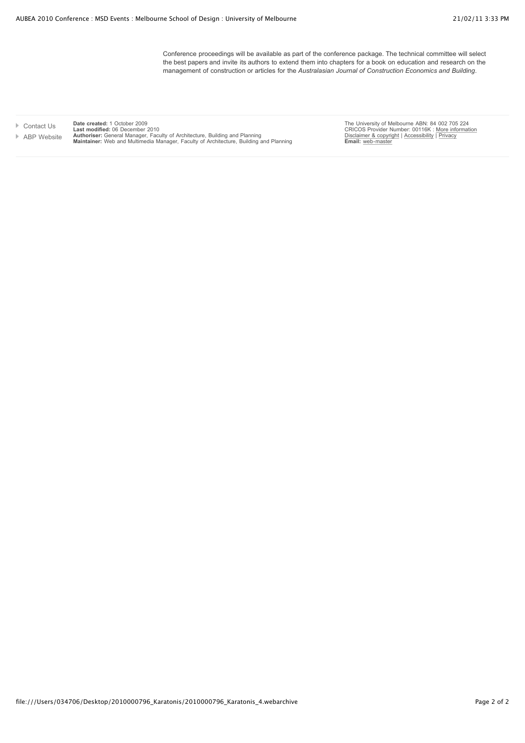Conference proceedings will be available as part of the conference package. The technical committee will select the best papers and invite its authors to extend them into chapters for a book on education and research on the management of construction or articles for the *Australasian Journal of Construction Economics and Building*.

- Contact Us
- ABP Website

**Date created:** 1 October 2009
**Last modified:** 06 December 2010
**Authoriser:** General Manager, Faculty of Architecture, Building and Planning
**Maintainer:** Web and Multimedia Manager, Faculty of Architecture, Building and Planning

The University of Melbourne ABN: 84 002 705 224
CRICOS Provider Number: 00116K : More information
Disclaimer & copyright | Accessibility | Privacy
**Email:** web-master